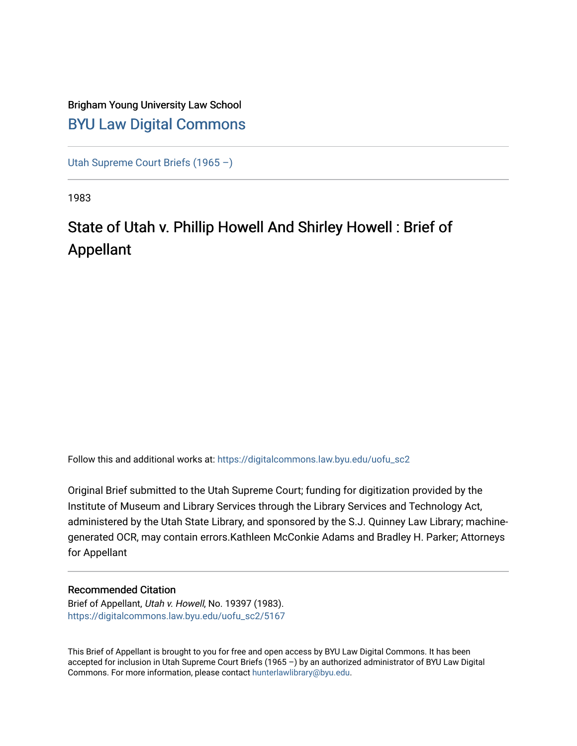Brigham Young University Law School

[BYU Law Digital Commons](https://digitalcommons.law.byu.edu/)

---

Utah Supreme Court Briefs (1965 –)

---

1983

# State of Utah v. Phillip Howell And Shirley Howell : Brief of Appellant

Follow this and additional works at: https://digitalcommons.law.byu.edu/uofu_sc2

Original Brief submitted to the Utah Supreme Court; funding for digitization provided by the Institute of Museum and Library Services through the Library Services and Technology Act, administered by the Utah State Library, and sponsored by the S.J. Quinney Law Library; machine-generated OCR, may contain errors.Kathleen McConkie Adams and Bradley H. Parker; Attorneys for Appellant

---

### Recommended Citation

Brief of Appellant, *Utah v. Howell*, No. 19397 (1983).
https://digitalcommons.law.byu.edu/uofu_sc2/5167

---

This Brief of Appellant is brought to you for free and open access by BYU Law Digital Commons. It has been accepted for inclusion in Utah Supreme Court Briefs (1965 –) by an authorized administrator of BYU Law Digital Commons. For more information, please contact hunterlawlibrary@byu.edu.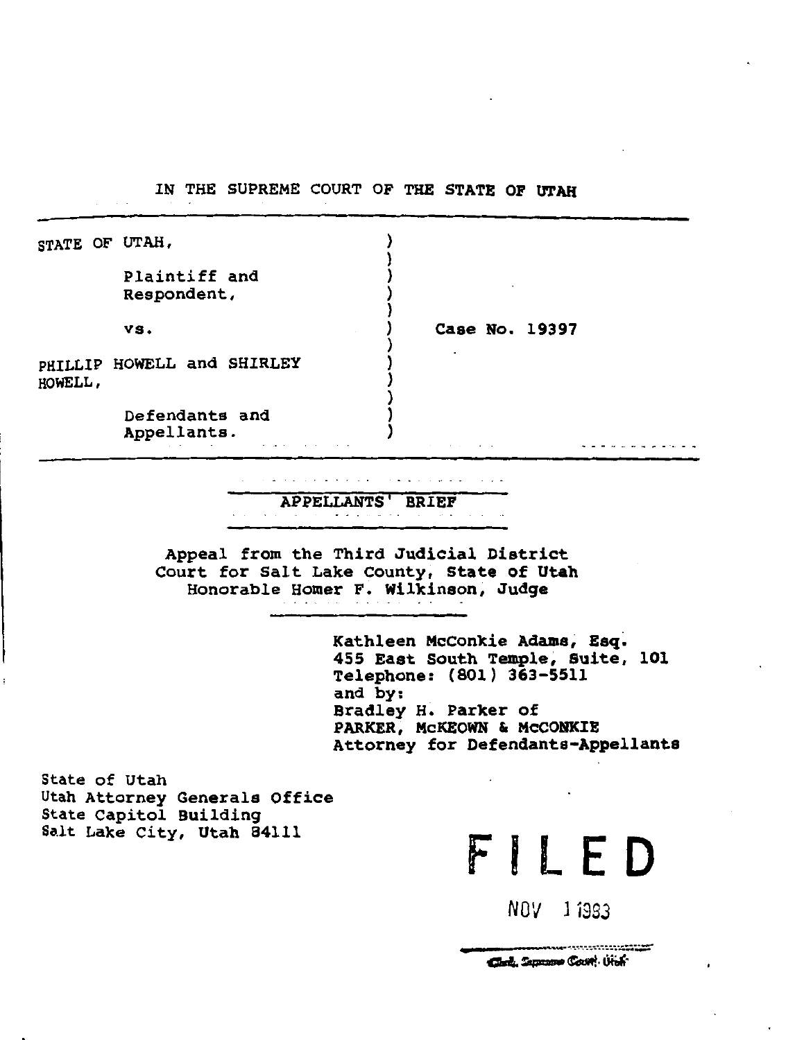IN THE SUPREME COURT OF THE STATE OF UTAH

| | |
|---|---|
| STATE OF UTAH, | |
| Plaintiff and Respondent, | |
| vs. | Case No. 19397 |
| PHILLIP HOWELL and SHIRLEY HOWELL, | |
| Defendants and Appellants. | |

## APPELLANTS' BRIEF

Appeal from the Third Judicial District Court for Salt Lake County, State of Utah
Honorable Homer F. Wilkinson, Judge

Kathleen McConkie Adams, Esq.
455 East South Temple, Suite, 101
Telephone: (801) 363-5511
and by:
Bradley H. Parker of
PARKER, McKEOWN & McCONKIE
Attorney for Defendants-Appellants

State of Utah
Utah Attorney Generals Office
State Capitol Building
Salt Lake City, Utah 84111

FILED

NOV 1 1983

Clerk, Supreme Court, Utah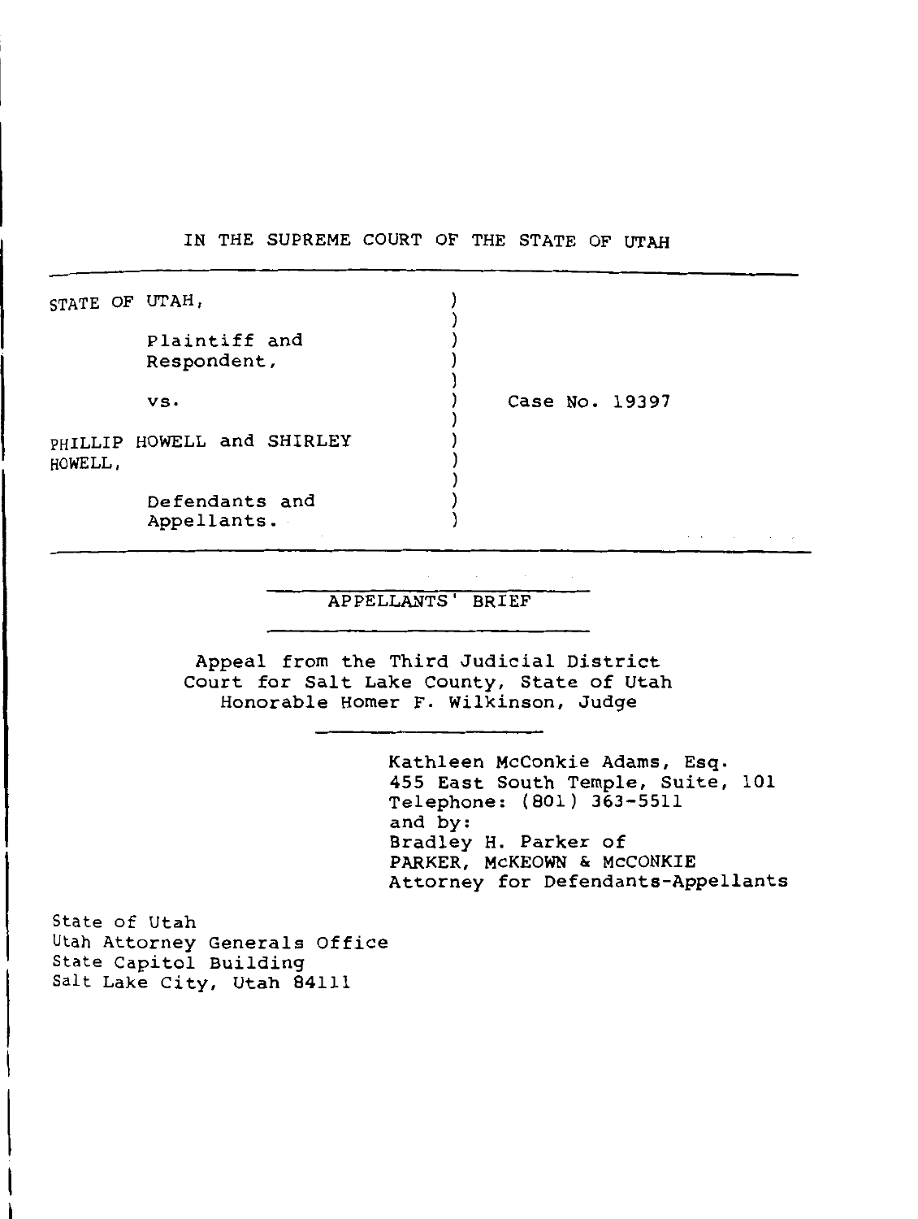IN THE SUPREME COURT OF THE STATE OF UTAH

| | |
|---|---|
| STATE OF UTAH,<br><br>Plaintiff and Respondent,<br><br>vs.<br><br>PHILLIP HOWELL and SHIRLEY HOWELL,<br><br>Defendants and Appellants. | Case No. 19397 |

## APPELLANTS' BRIEF

Appeal from the Third Judicial District Court for Salt Lake County, State of Utah
Honorable Homer F. Wilkinson, Judge

Kathleen McConkie Adams, Esq.
455 East South Temple, Suite, 101
Telephone: (801) 363-5511
and by:
Bradley H. Parker of
PARKER, McKEOWN & McCONKIE
Attorney for Defendants-Appellants

State of Utah
Utah Attorney Generals Office
State Capitol Building
Salt Lake City, Utah 84111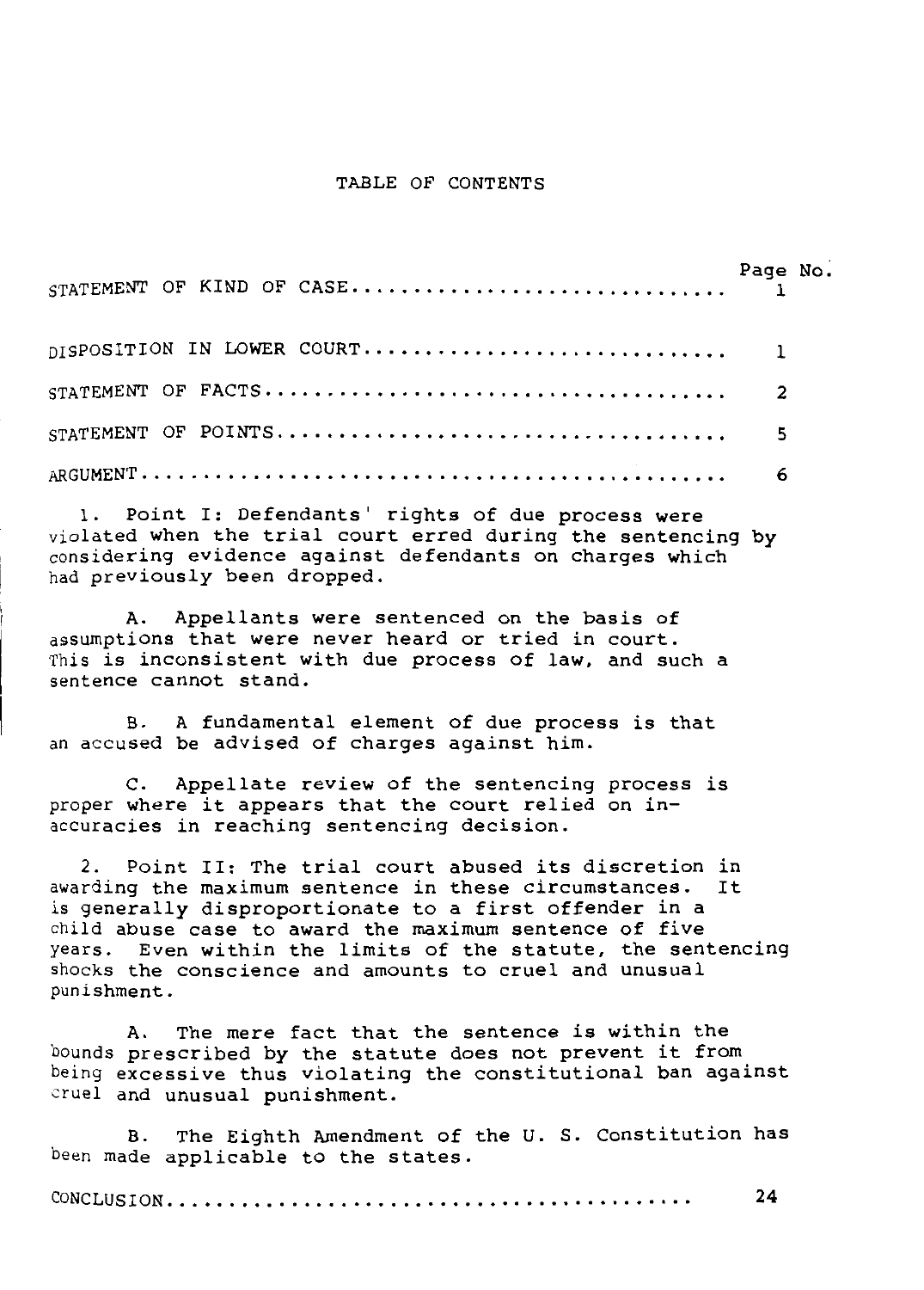# TABLE OF CONTENTS

| | Page No. |
|---|---|
| STATEMENT OF KIND OF CASE | 1 |
| DISPOSITION IN LOWER COURT | 1 |
| STATEMENT OF FACTS | 2 |
| STATEMENT OF POINTS | 5 |
| ARGUMENT | 6 |

1. Point I: Defendants' rights of due process were violated when the trial court erred during the sentencing by considering evidence against defendants on charges which had previously been dropped.

   A. Appellants were sentenced on the basis of assumptions that were never heard or tried in court. This is inconsistent with due process of law, and such a sentence cannot stand.

   B. A fundamental element of due process is that an accused be advised of charges against him.

   C. Appellate review of the sentencing process is proper where it appears that the court relied on inaccuracies in reaching sentencing decision.

2. Point II: The trial court abused its discretion in awarding the maximum sentence in these circumstances. It is generally disproportionate to a first offender in a child abuse case to award the maximum sentence of five years. Even within the limits of the statute, the sentencing shocks the conscience and amounts to cruel and unusual punishment.

   A. The mere fact that the sentence is within the bounds prescribed by the statute does not prevent it from being excessive thus violating the constitutional ban against cruel and unusual punishment.

   B. The Eighth Amendment of the U. S. Constitution has been made applicable to the states.

| | |
|---|---|
| CONCLUSION | 24 |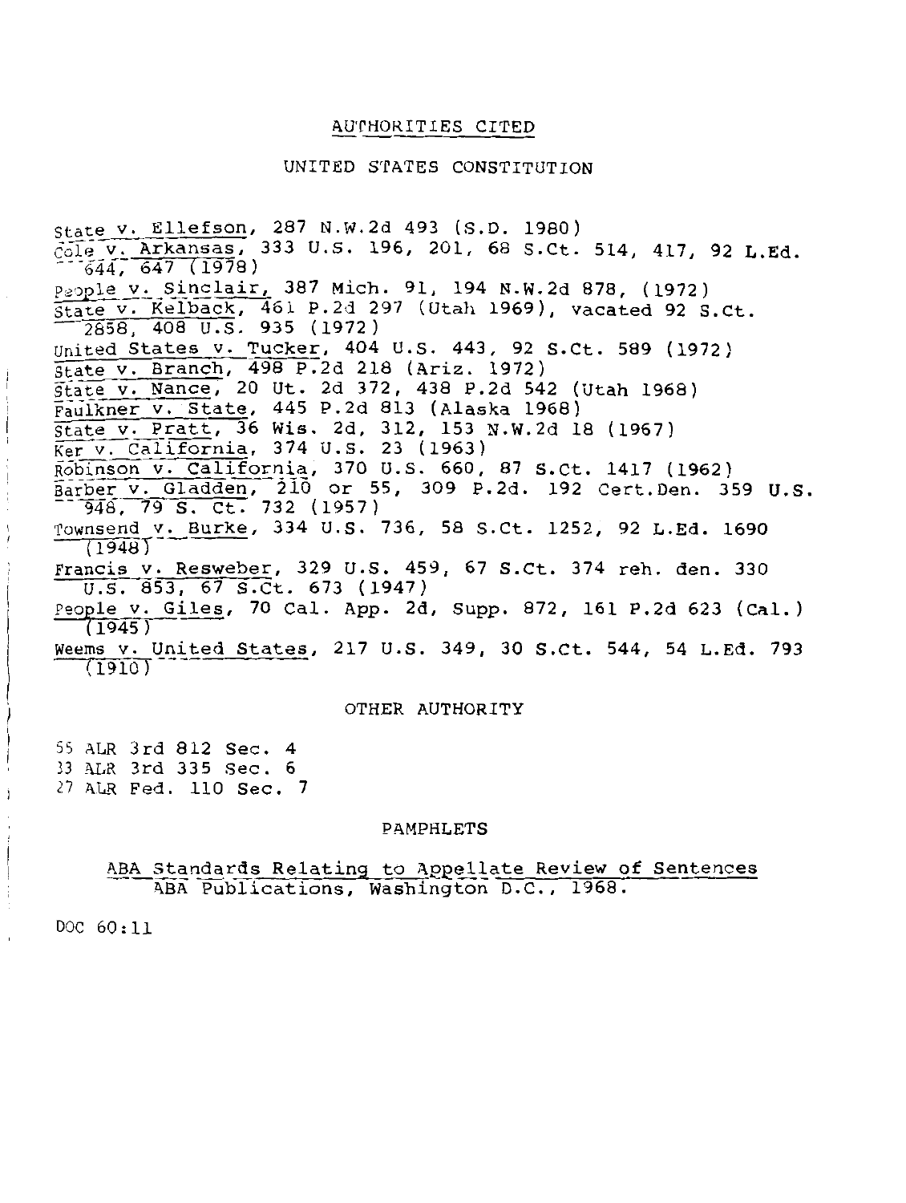# AUTHORITIES CITED

## UNITED STATES CONSTITUTION

State v. Ellefson, 287 N.W.2d 493 (S.D. 1980)
Cole v. Arkansas, 333 U.S. 196, 201, 68 S.Ct. 514, 417, 92 L.Ed. 644, 647 (1978)
People v. Sinclair, 387 Mich. 91, 194 N.W.2d 878, (1972)
State v. Kelback, 461 P.2d 297 (Utah 1969), vacated 92 S.Ct. 2858, 408 U.S. 935 (1972)
United States v. Tucker, 404 U.S. 443, 92 S.Ct. 589 (1972)
State v. Branch, 498 P.2d 218 (Ariz. 1972)
State v. Nance, 20 Ut. 2d 372, 438 P.2d 542 (Utah 1968)
Faulkner v. State, 445 P.2d 813 (Alaska 1968)
State v. Pratt, 36 Wis. 2d, 312, 153 N.W.2d 18 (1967)
Ker v. California, 374 U.S. 23 (1963)
Robinson v. California, 370 U.S. 660, 87 S.Ct. 1417 (1962)
Barber v. Gladden, 210 or 55, 309 P.2d. 192 Cert.Den. 359 U.S. 948, 79 S. Ct. 732 (1957)
Townsend v. Burke, 334 U.S. 736, 58 S.Ct. 1252, 92 L.Ed. 1690 (1948)
Francis v. Resweber, 329 U.S. 459, 67 S.Ct. 374 reh. den. 330 U.S. 853, 67 S.Ct. 673 (1947)
People v. Giles, 70 Cal. App. 2d, Supp. 872, 161 P.2d 623 (Cal.) (1945)
Weems v. United States, 217 U.S. 349, 30 S.Ct. 544, 54 L.Ed. 793 (1910)

## OTHER AUTHORITY

55 ALR 3rd 812 Sec. 4
33 ALR 3rd 335 Sec. 6
27 ALR Fed. 110 Sec. 7

## PAMPHLETS

ABA Standards Relating to Appellate Review of Sentences
ABA Publications, Washington D.C., 1968.

DOC 60:11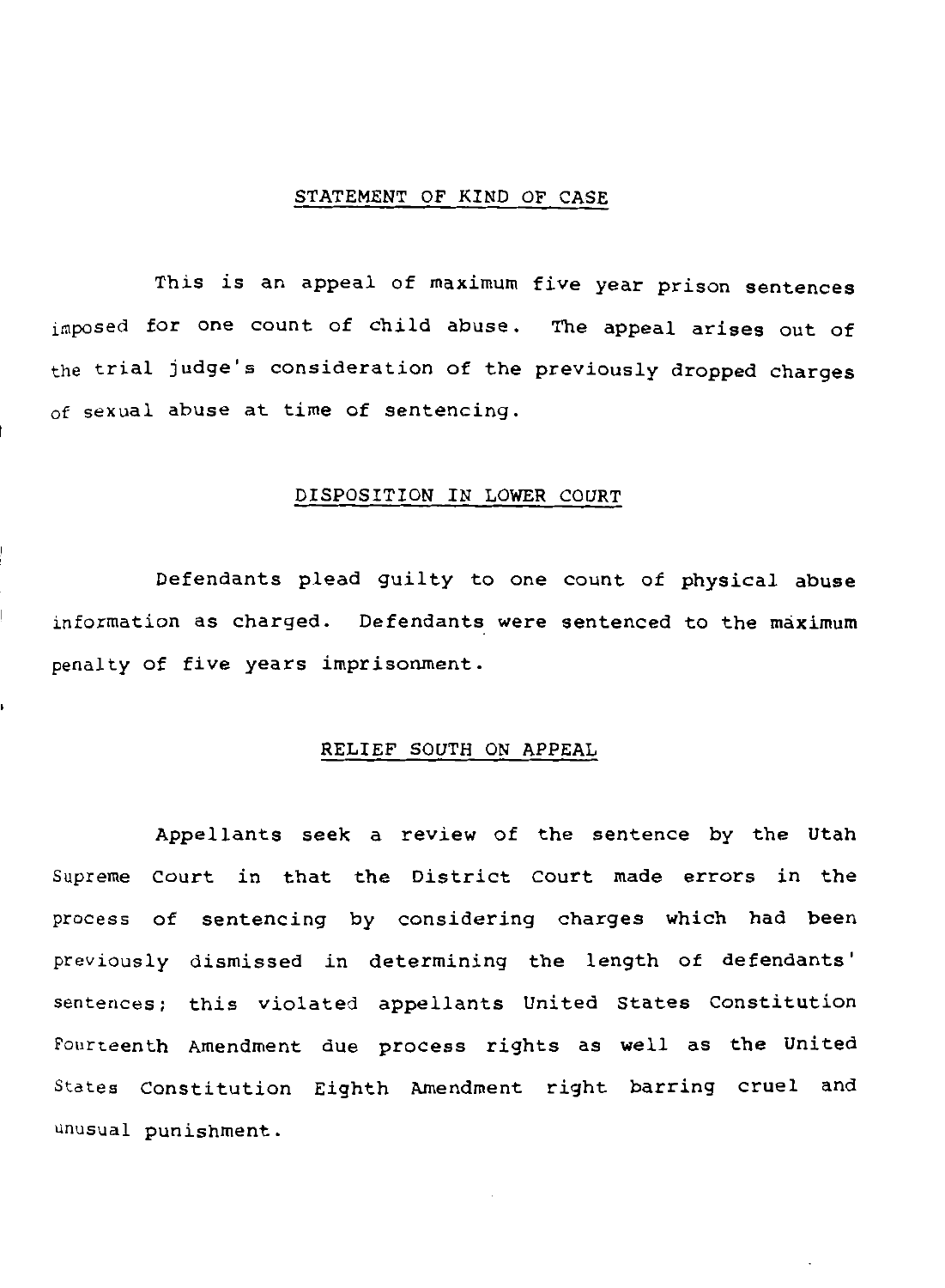## STATEMENT OF KIND OF CASE

This is an appeal of maximum five year prison sentences imposed for one count of child abuse. The appeal arises out of the trial judge's consideration of the previously dropped charges of sexual abuse at time of sentencing.

## DISPOSITION IN LOWER COURT

Defendants plead guilty to one count of physical abuse information as charged. Defendants were sentenced to the maximum penalty of five years imprisonment.

## RELIEF SOUTH ON APPEAL

Appellants seek a review of the sentence by the Utah Supreme Court in that the District Court made errors in the process of sentencing by considering charges which had been previously dismissed in determining the length of defendants' sentences; this violated appellants United States Constitution Fourteenth Amendment due process rights as well as the United States Constitution Eighth Amendment right barring cruel and unusual punishment.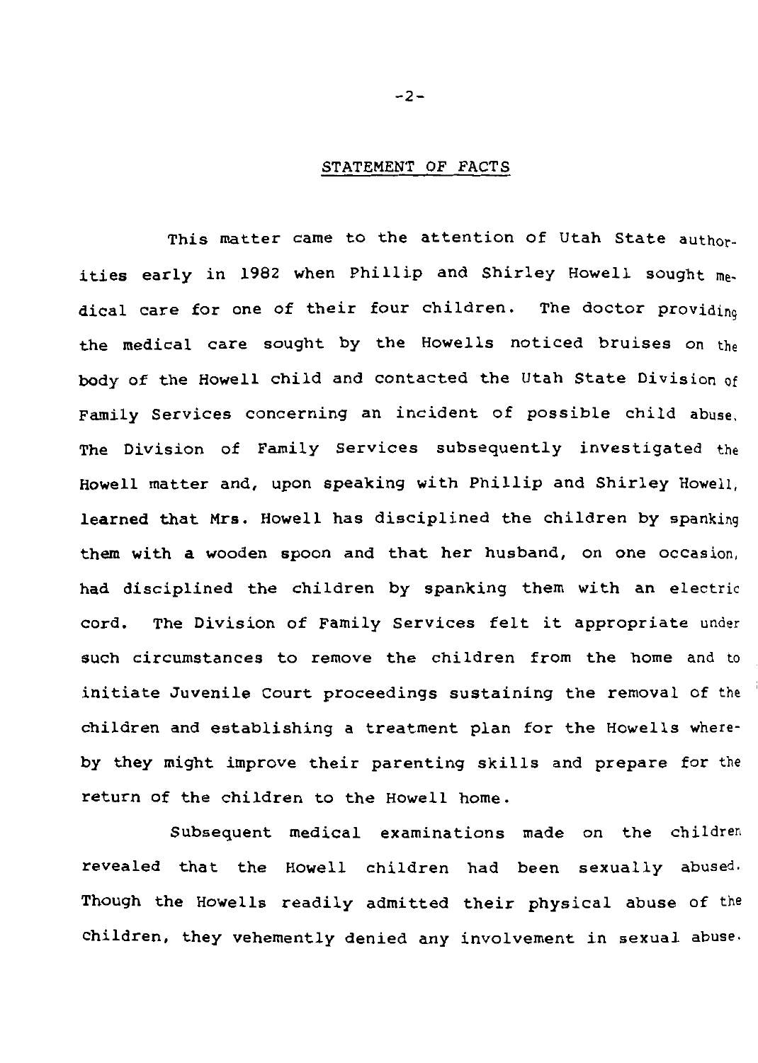## STATEMENT OF FACTS

This matter came to the attention of Utah State authorities early in 1982 when Phillip and Shirley Howell sought medical care for one of their four children. The doctor providing the medical care sought by the Howells noticed bruises on the body of the Howell child and contacted the Utah State Division of Family Services concerning an incident of possible child abuse. The Division of Family Services subsequently investigated the Howell matter and, upon speaking with Phillip and Shirley Howell, learned that Mrs. Howell has disciplined the children by spanking them with a wooden spoon and that her husband, on one occasion, had disciplined the children by spanking them with an electric cord. The Division of Family Services felt it appropriate under such circumstances to remove the children from the home and to initiate Juvenile Court proceedings sustaining the removal of the children and establishing a treatment plan for the Howells whereby they might improve their parenting skills and prepare for the return of the children to the Howell home.

Subsequent medical examinations made on the children revealed that the Howell children had been sexually abused. Though the Howells readily admitted their physical abuse of the children, they vehemently denied any involvement in sexual abuse.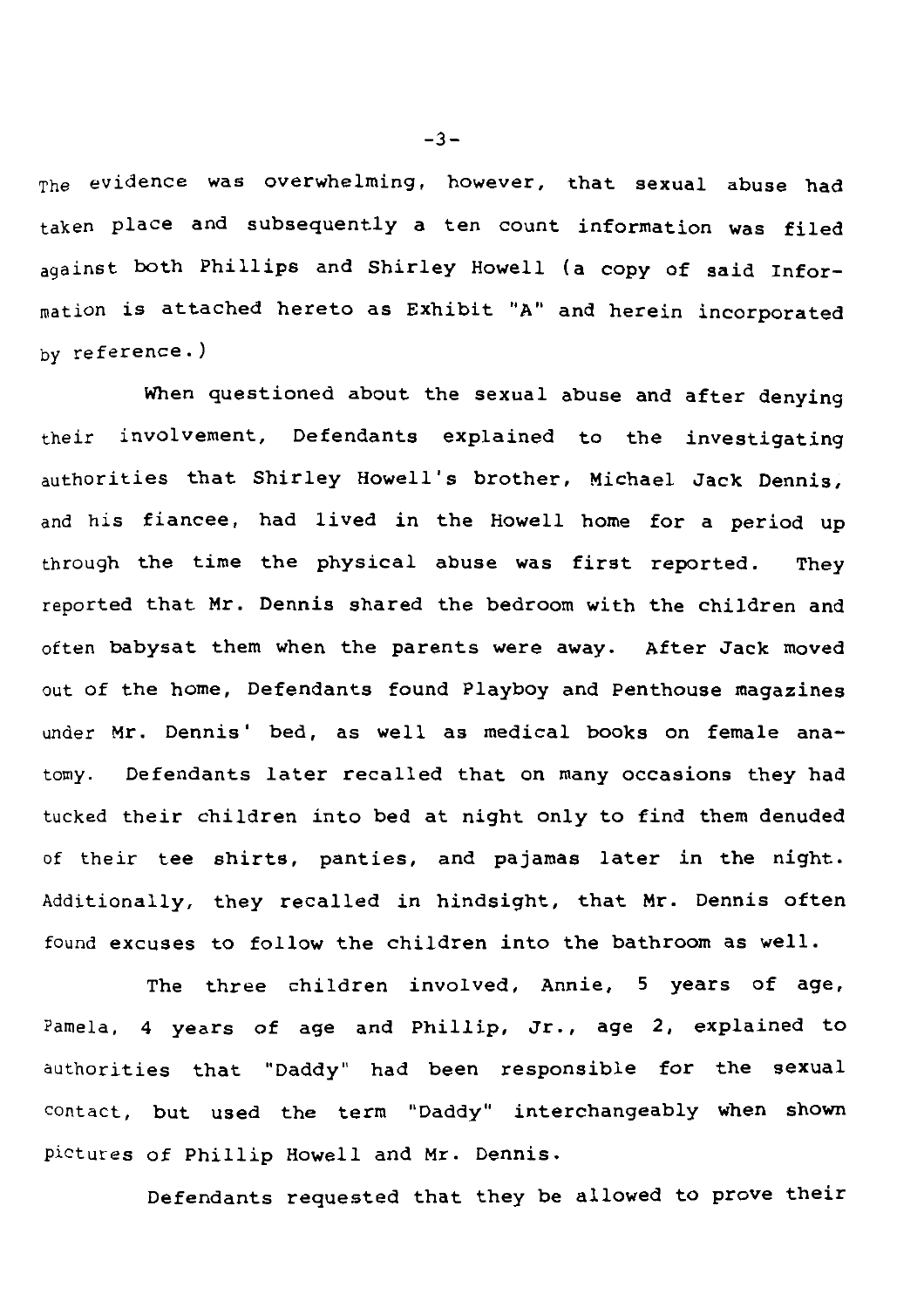The evidence was overwhelming, however, that sexual abuse had taken place and subsequently a ten count information was filed against both Phillips and Shirley Howell (a copy of said Information is attached hereto as Exhibit "A" and herein incorporated by reference.)

When questioned about the sexual abuse and after denying their involvement, Defendants explained to the investigating authorities that Shirley Howell's brother, Michael Jack Dennis, and his fiancee, had lived in the Howell home for a period up through the time the physical abuse was first reported. They reported that Mr. Dennis shared the bedroom with the children and often babysat them when the parents were away. After Jack moved out of the home, Defendants found Playboy and Penthouse magazines under Mr. Dennis' bed, as well as medical books on female anatomy. Defendants later recalled that on many occasions they had tucked their children into bed at night only to find them denuded of their tee shirts, panties, and pajamas later in the night. Additionally, they recalled in hindsight, that Mr. Dennis often found excuses to follow the children into the bathroom as well.

The three children involved, Annie, 5 years of age, Pamela, 4 years of age and Phillip, Jr., age 2, explained to authorities that "Daddy" had been responsible for the sexual contact, but used the term "Daddy" interchangeably when shown pictures of Phillip Howell and Mr. Dennis.

Defendants requested that they be allowed to prove their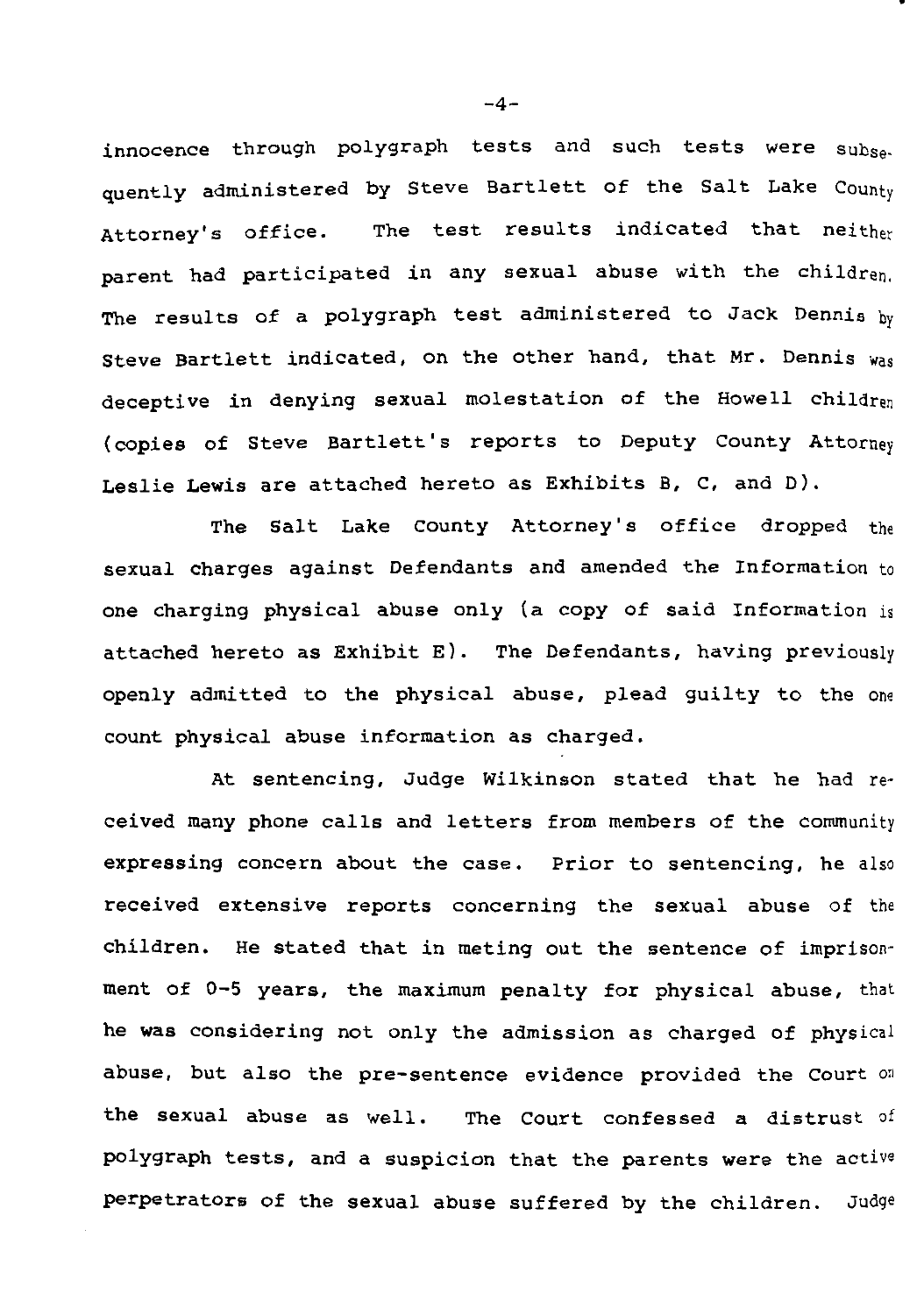innocence through polygraph tests and such tests were subsequently administered by Steve Bartlett of the Salt Lake County Attorney's office. The test results indicated that neither parent had participated in any sexual abuse with the children. The results of a polygraph test administered to Jack Dennis by Steve Bartlett indicated, on the other hand, that Mr. Dennis was deceptive in denying sexual molestation of the Howell children (copies of Steve Bartlett's reports to Deputy County Attorney Leslie Lewis are attached hereto as Exhibits B, C, and D).

The Salt Lake County Attorney's office dropped the sexual charges against Defendants and amended the Information to one charging physical abuse only (a copy of said Information is attached hereto as Exhibit E). The Defendants, having previously openly admitted to the physical abuse, plead guilty to the one count physical abuse information as charged.

At sentencing, Judge Wilkinson stated that he had received many phone calls and letters from members of the community expressing concern about the case. Prior to sentencing, he also received extensive reports concerning the sexual abuse of the children. He stated that in meting out the sentence of imprisonment of 0-5 years, the maximum penalty for physical abuse, that he was considering not only the admission as charged of physical abuse, but also the pre-sentence evidence provided the Court on the sexual abuse as well. The Court confessed a distrust of polygraph tests, and a suspicion that the parents were the active perpetrators of the sexual abuse suffered by the children. Judge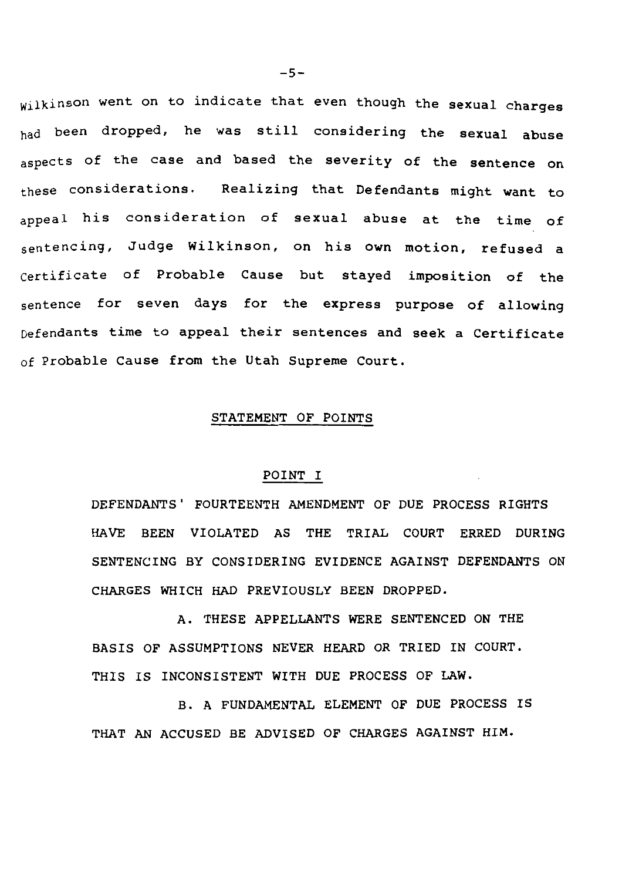Wilkinson went on to indicate that even though the sexual charges had been dropped, he was still considering the sexual abuse aspects of the case and based the severity of the sentence on these considerations. Realizing that Defendants might want to appeal his consideration of sexual abuse at the time of sentencing, Judge Wilkinson, on his own motion, refused a Certificate of Probable Cause but stayed imposition of the sentence for seven days for the express purpose of allowing Defendants time to appeal their sentences and seek a Certificate of Probable Cause from the Utah Supreme Court.

## STATEMENT OF POINTS

### POINT I

DEFENDANTS' FOURTEENTH AMENDMENT OF DUE PROCESS RIGHTS HAVE BEEN VIOLATED AS THE TRIAL COURT ERRED DURING SENTENCING BY CONSIDERING EVIDENCE AGAINST DEFENDANTS ON CHARGES WHICH HAD PREVIOUSLY BEEN DROPPED.

A. THESE APPELLANTS WERE SENTENCED ON THE BASIS OF ASSUMPTIONS NEVER HEARD OR TRIED IN COURT. THIS IS INCONSISTENT WITH DUE PROCESS OF LAW.

B. A FUNDAMENTAL ELEMENT OF DUE PROCESS IS THAT AN ACCUSED BE ADVISED OF CHARGES AGAINST HIM.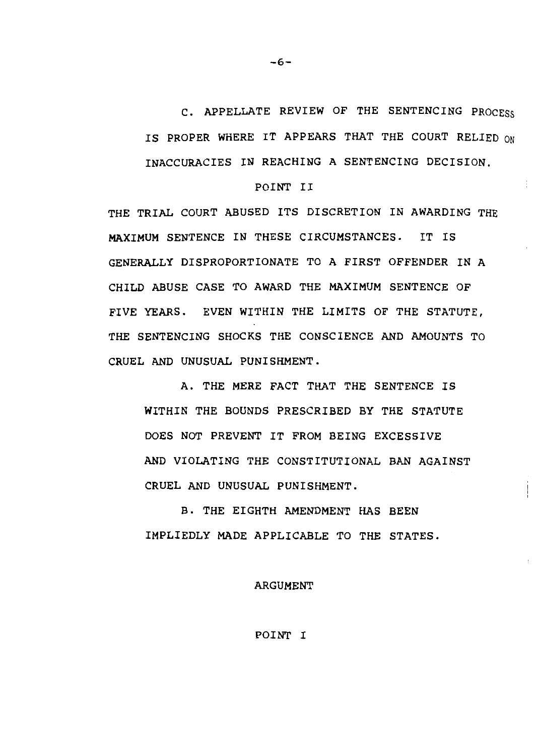C. APPELLATE REVIEW OF THE SENTENCING PROCESS IS PROPER WHERE IT APPEARS THAT THE COURT RELIED ON INACCURACIES IN REACHING A SENTENCING DECISION.

POINT II

THE TRIAL COURT ABUSED ITS DISCRETION IN AWARDING THE MAXIMUM SENTENCE IN THESE CIRCUMSTANCES. IT IS GENERALLY DISPROPORTIONATE TO A FIRST OFFENDER IN A CHILD ABUSE CASE TO AWARD THE MAXIMUM SENTENCE OF FIVE YEARS. EVEN WITHIN THE LIMITS OF THE STATUTE, THE SENTENCING SHOCKS THE CONSCIENCE AND AMOUNTS TO CRUEL AND UNUSUAL PUNISHMENT.

A. THE MERE FACT THAT THE SENTENCE IS WITHIN THE BOUNDS PRESCRIBED BY THE STATUTE DOES NOT PREVENT IT FROM BEING EXCESSIVE AND VIOLATING THE CONSTITUTIONAL BAN AGAINST CRUEL AND UNUSUAL PUNISHMENT.

B. THE EIGHTH AMENDMENT HAS BEEN IMPLIEDLY MADE APPLICABLE TO THE STATES.

## ARGUMENT

### POINT I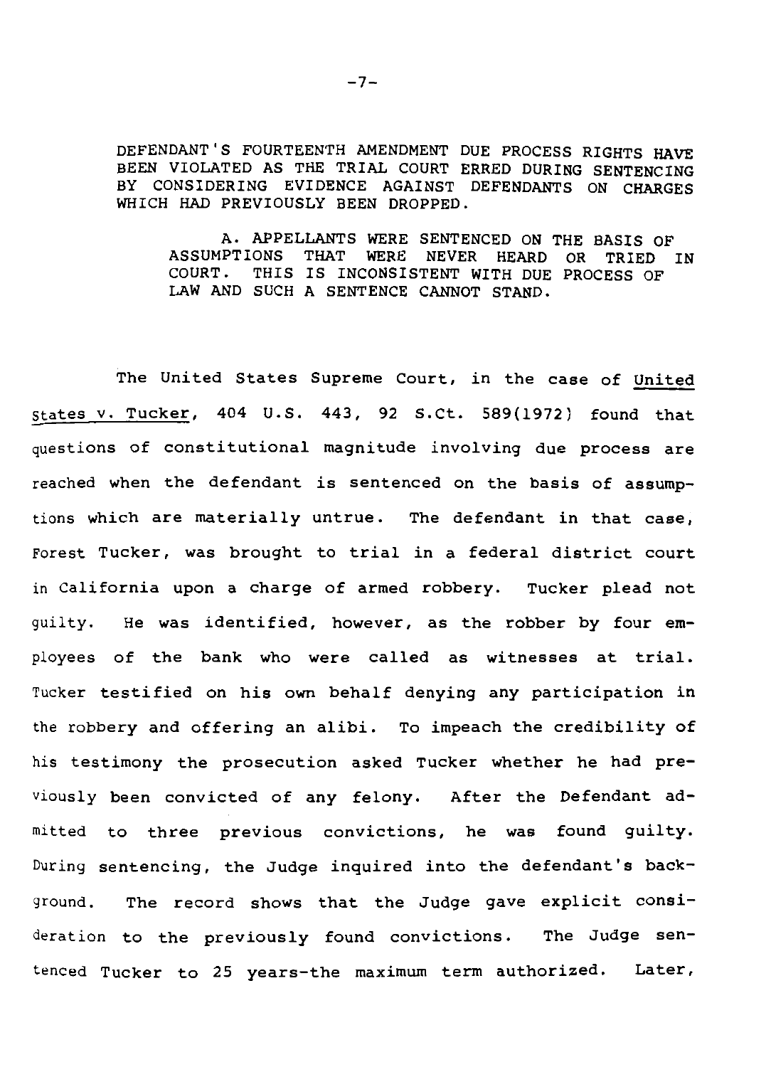DEFENDANT'S FOURTEENTH AMENDMENT DUE PROCESS RIGHTS HAVE BEEN VIOLATED AS THE TRIAL COURT ERRED DURING SENTENCING BY CONSIDERING EVIDENCE AGAINST DEFENDANTS ON CHARGES WHICH HAD PREVIOUSLY BEEN DROPPED.

A. APPELLANTS WERE SENTENCED ON THE BASIS OF ASSUMPTIONS THAT WERE NEVER HEARD OR TRIED IN COURT. THIS IS INCONSISTENT WITH DUE PROCESS OF LAW AND SUCH A SENTENCE CANNOT STAND.

The United States Supreme Court, in the case of United States v. Tucker, 404 U.S. 443, 92 S.Ct. 589(1972) found that questions of constitutional magnitude involving due process are reached when the defendant is sentenced on the basis of assumptions which are materially untrue. The defendant in that case, Forest Tucker, was brought to trial in a federal district court in California upon a charge of armed robbery. Tucker plead not guilty. He was identified, however, as the robber by four employees of the bank who were called as witnesses at trial. Tucker testified on his own behalf denying any participation in the robbery and offering an alibi. To impeach the credibility of his testimony the prosecution asked Tucker whether he had previously been convicted of any felony. After the Defendant admitted to three previous convictions, he was found guilty. During sentencing, the Judge inquired into the defendant's background. The record shows that the Judge gave explicit consideration to the previously found convictions. The Judge sentenced Tucker to 25 years-the maximum term authorized. Later,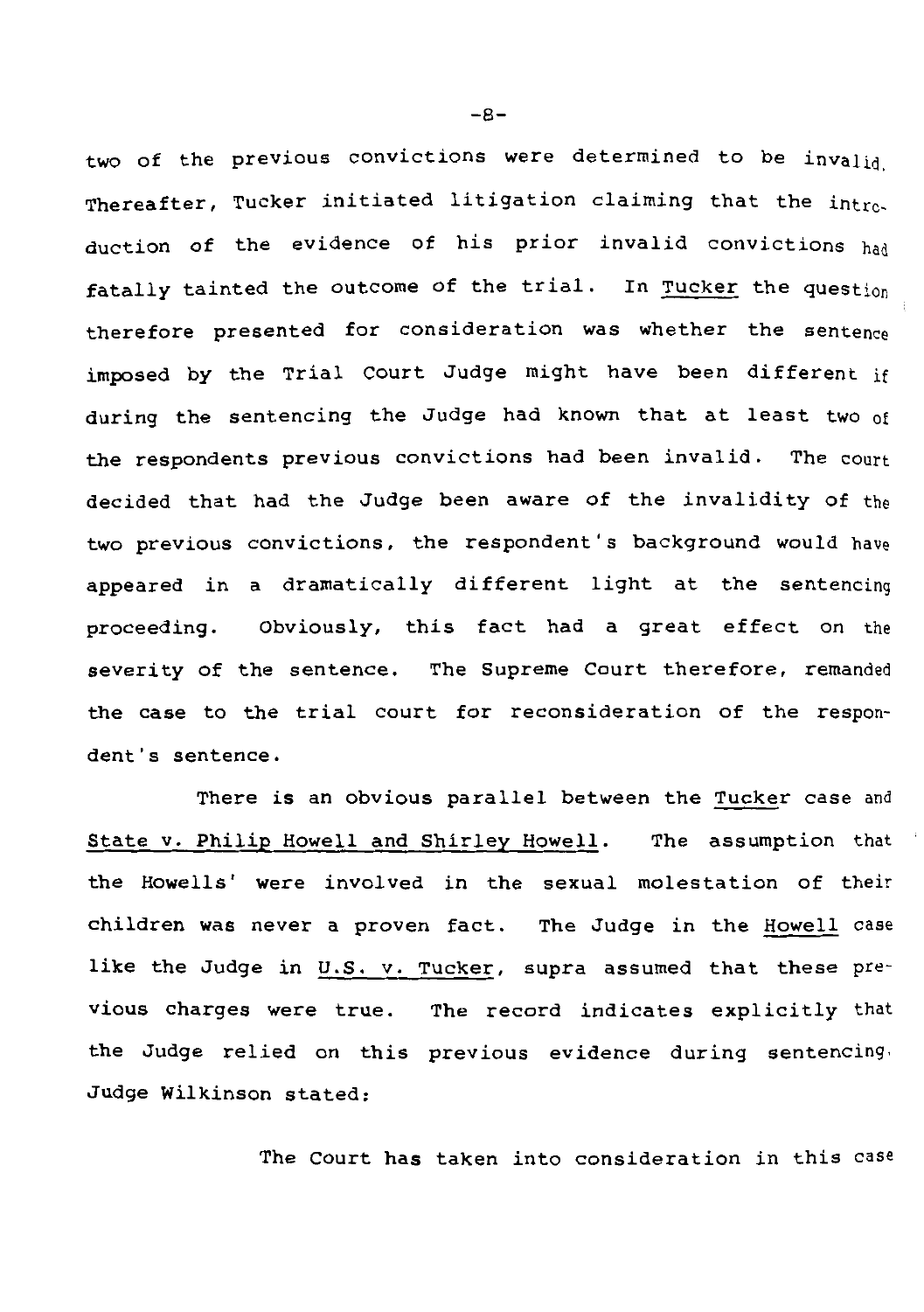two of the previous convictions were determined to be invalid. Thereafter, Tucker initiated litigation claiming that the introduction of the evidence of his prior invalid convictions had fatally tainted the outcome of the trial. In Tucker the question therefore presented for consideration was whether the sentence imposed by the Trial Court Judge might have been different if during the sentencing the Judge had known that at least two of the respondents previous convictions had been invalid. The court decided that had the Judge been aware of the invalidity of the two previous convictions, the respondent's background would have appeared in a dramatically different light at the sentencing proceeding. Obviously, this fact had a great effect on the severity of the sentence. The Supreme Court therefore, remanded the case to the trial court for reconsideration of the respondent's sentence.

There is an obvious parallel between the Tucker case and State v. Philip Howell and Shirley Howell. The assumption that the Howells' were involved in the sexual molestation of their children was never a proven fact. The Judge in the Howell case like the Judge in U.S. v. Tucker, supra assumed that these previous charges were true. The record indicates explicitly that the Judge relied on this previous evidence during sentencing. Judge Wilkinson stated:

> The Court has taken into consideration in this case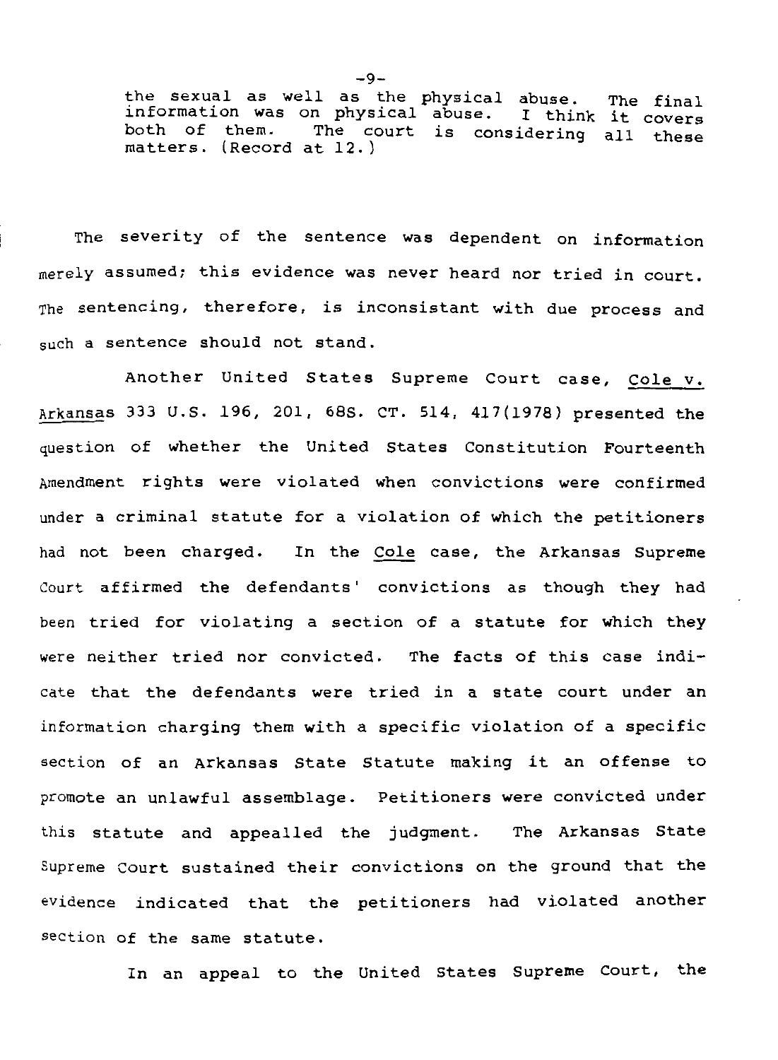the sexual as well as the physical abuse. The final information was on physical abuse. I think it covers both of them. The court is considering all these matters. (Record at 12.)

The severity of the sentence was dependent on information merely assumed; this evidence was never heard nor tried in court. The sentencing, therefore, is inconsistant with due process and such a sentence should not stand.

Another United States Supreme Court case, Cole v. Arkansas 333 U.S. 196, 201, 68S. CT. 514, 417(1978) presented the question of whether the United States Constitution Fourteenth Amendment rights were violated when convictions were confirmed under a criminal statute for a violation of which the petitioners had not been charged. In the Cole case, the Arkansas Supreme Court affirmed the defendants' convictions as though they had been tried for violating a section of a statute for which they were neither tried nor convicted. The facts of this case indicate that the defendants were tried in a state court under an information charging them with a specific violation of a specific section of an Arkansas State Statute making it an offense to promote an unlawful assemblage. Petitioners were convicted under this statute and appealled the judgment. The Arkansas State Supreme Court sustained their convictions on the ground that the evidence indicated that the petitioners had violated another section of the same statute.

In an appeal to the United States Supreme Court, the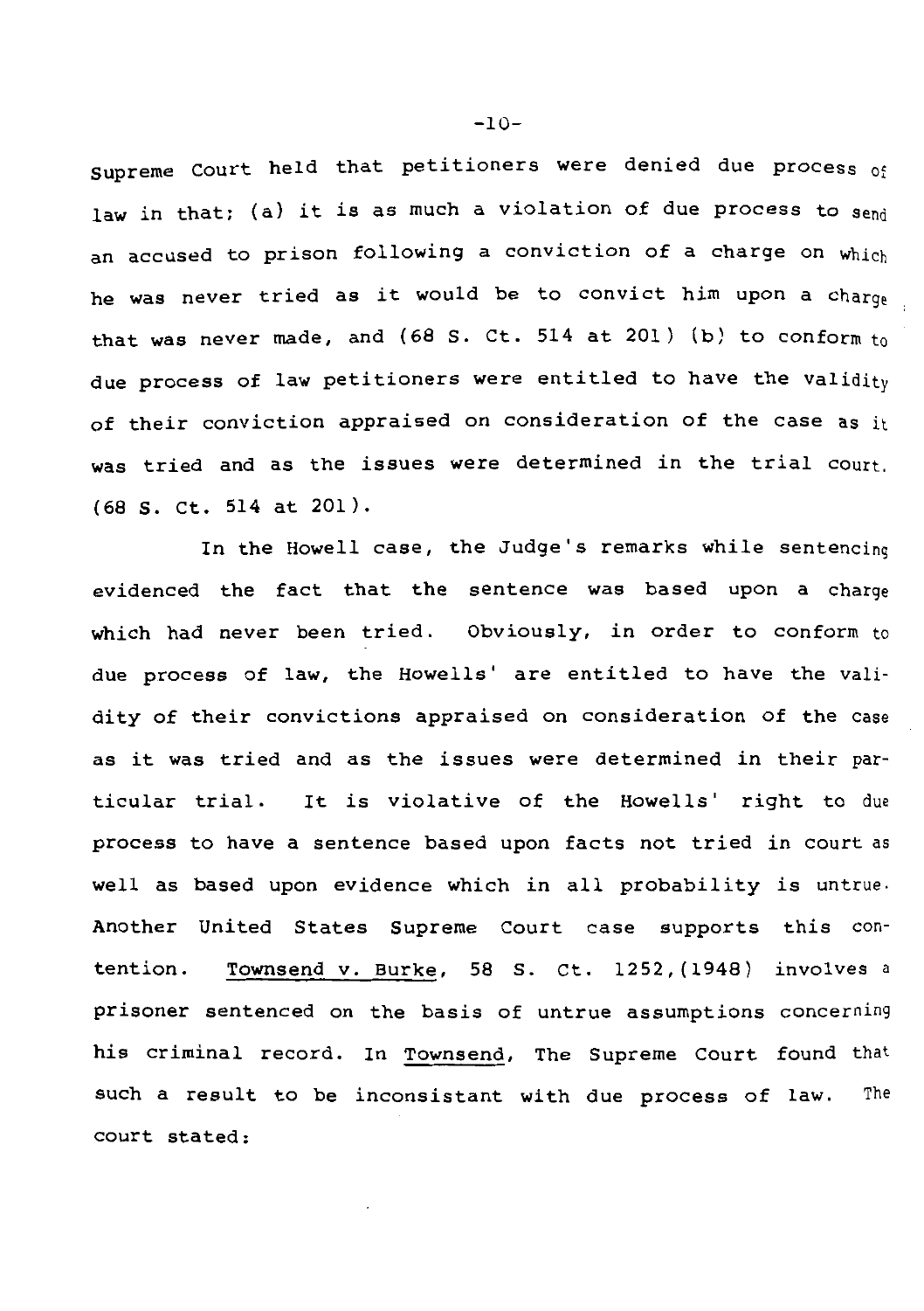Supreme Court held that petitioners were denied due process of law in that; (a) it is as much a violation of due process to send an accused to prison following a conviction of a charge on which he was never tried as it would be to convict him upon a charge that was never made, and (68 S. Ct. 514 at 201) (b) to conform to due process of law petitioners were entitled to have the validity of their conviction appraised on consideration of the case as it was tried and as the issues were determined in the trial court. (68 S. Ct. 514 at 201).

In the Howell case, the Judge's remarks while sentencing evidenced the fact that the sentence was based upon a charge which had never been tried. Obviously, in order to conform to due process of law, the Howells' are entitled to have the validity of their convictions appraised on consideration of the case as it was tried and as the issues were determined in their particular trial. It is violative of the Howells' right to due process to have a sentence based upon facts not tried in court as well as based upon evidence which in all probability is untrue. Another United States Supreme Court case supports this contention. Townsend v. Burke, 58 S. Ct. 1252,(1948) involves a prisoner sentenced on the basis of untrue assumptions concerning his criminal record. In Townsend, The Supreme Court found that such a result to be inconsistant with due process of law. The court stated: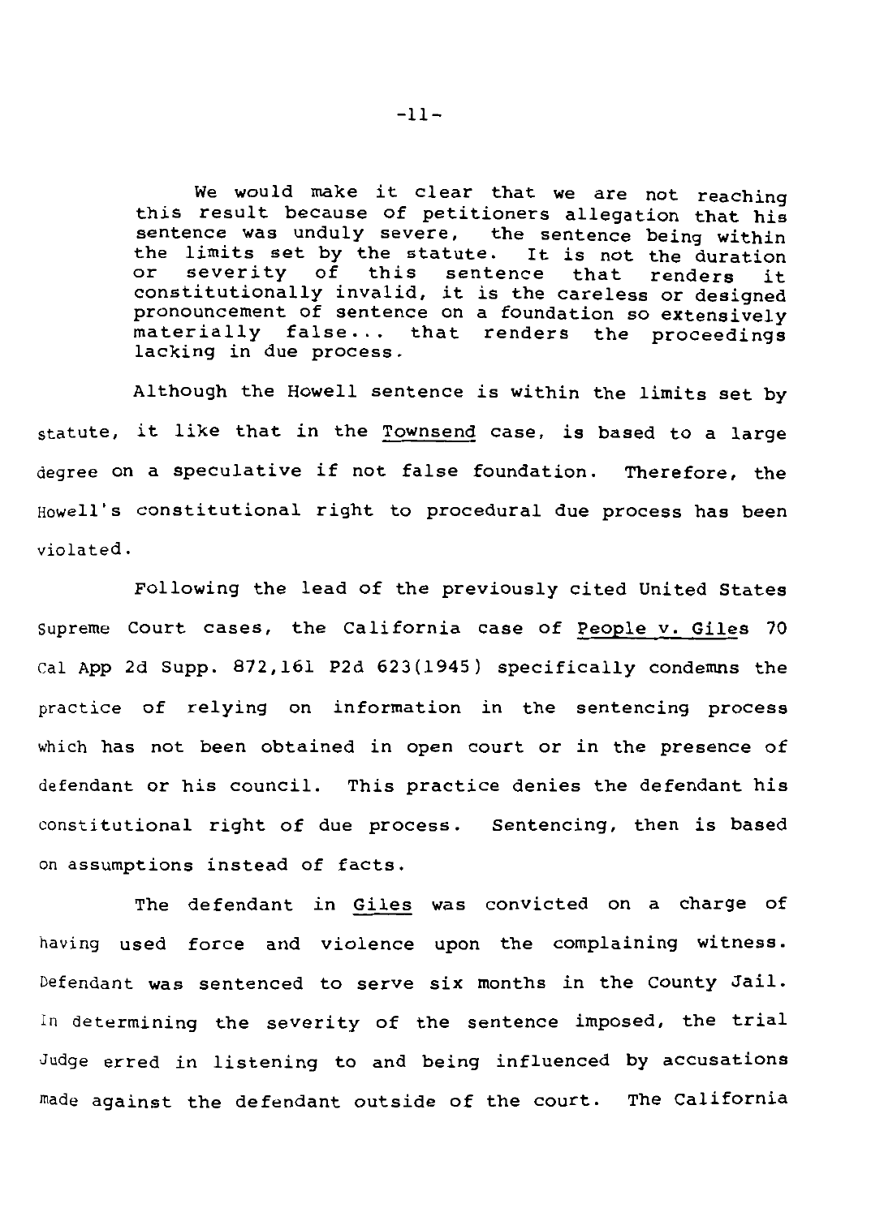> We would make it clear that we are not reaching this result because of petitioners allegation that his sentence was unduly severe, the sentence being within the limits set by the statute. It is not the duration or severity of this sentence that renders it constitutionally invalid, it is the careless or designed pronouncement of sentence on a foundation so extensively materially false... that renders the proceedings lacking in due process.

Although the Howell sentence is within the limits set by statute, it like that in the Townsend case, is based to a large degree on a speculative if not false foundation. Therefore, the Howell's constitutional right to procedural due process has been violated.

Following the lead of the previously cited United States Supreme Court cases, the California case of People v. Giles 70 Cal App 2d Supp. 872,161 P2d 623(1945) specifically condemns the practice of relying on information in the sentencing process which has not been obtained in open court or in the presence of defendant or his council. This practice denies the defendant his constitutional right of due process. Sentencing, then is based on assumptions instead of facts.

The defendant in Giles was convicted on a charge of having used force and violence upon the complaining witness. Defendant was sentenced to serve six months in the County Jail. In determining the severity of the sentence imposed, the trial Judge erred in listening to and being influenced by accusations made against the defendant outside of the court. The California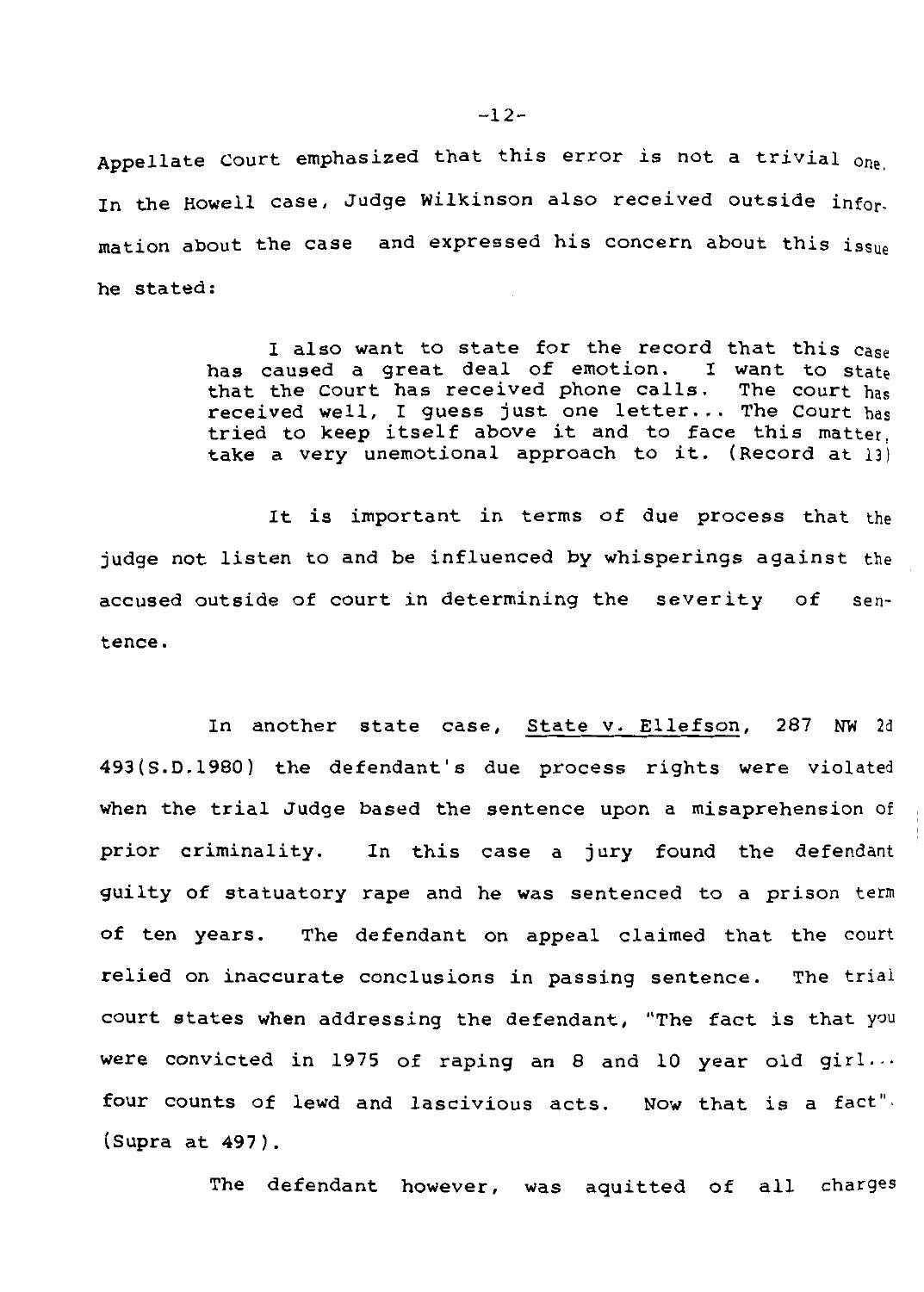Appellate Court emphasized that this error is not a trivial one. In the Howell case, Judge Wilkinson also received outside information about the case and expressed his concern about this issue he stated:

> I also want to state for the record that this case has caused a great deal of emotion. I want to state that the Court has received phone calls. The court has received well, I guess just one letter... The Court has tried to keep itself above it and to face this matter, take a very unemotional approach to it. (Record at 13)

It is important in terms of due process that the judge not listen to and be influenced by whisperings against the accused outside of court in determining the severity of sentence.

In another state case, State v. Ellefson, 287 NW 2d 493(S.D.1980) the defendant's due process rights were violated when the trial Judge based the sentence upon a misaprehension of prior criminality. In this case a jury found the defendant guilty of statuatory rape and he was sentenced to a prison term of ten years. The defendant on appeal claimed that the court relied on inaccurate conclusions in passing sentence. The trial court states when addressing the defendant, "The fact is that you were convicted in 1975 of raping an 8 and 10 year old girl... four counts of lewd and lascivious acts. Now that is a fact". (Supra at 497).

The defendant however, was aquitted of all charges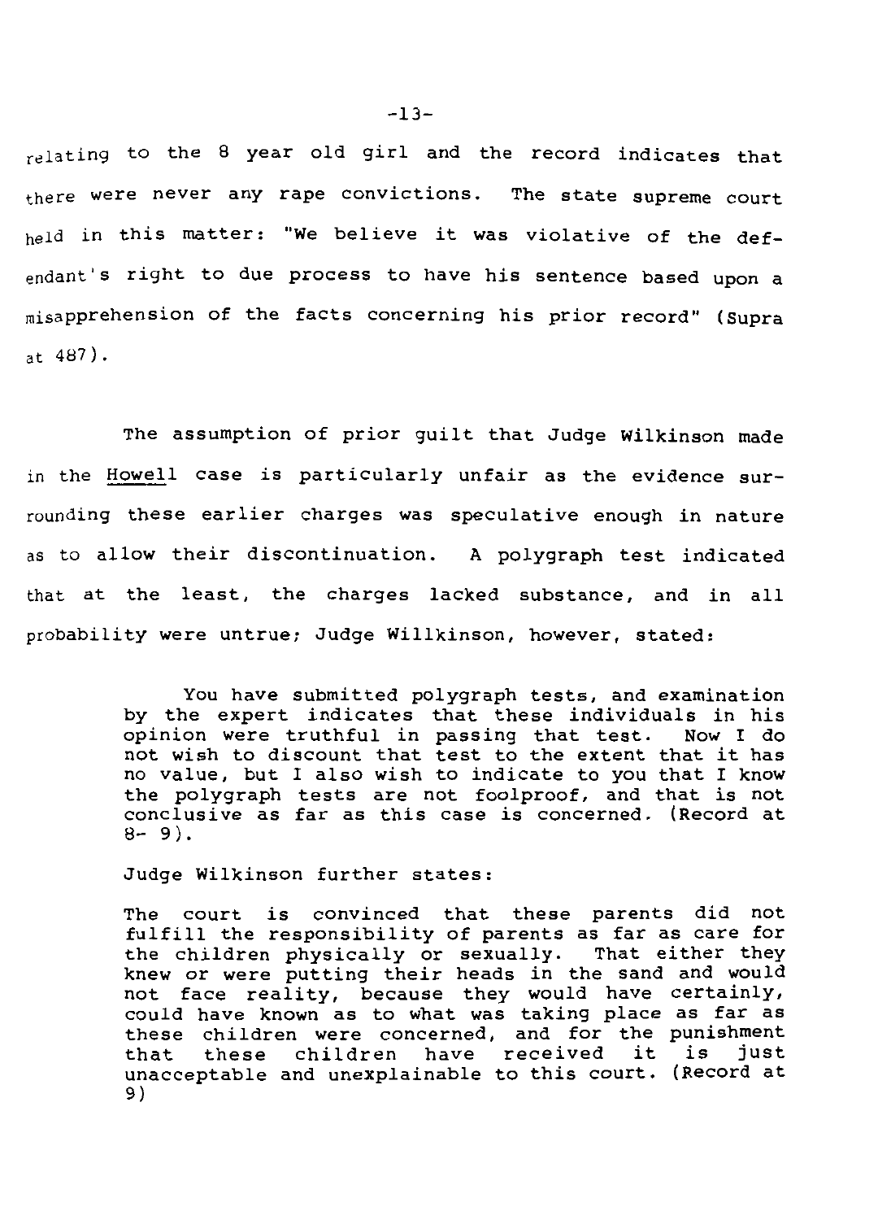relating to the 8 year old girl and the record indicates that there were never any rape convictions. The state supreme court held in this matter: "We believe it was violative of the defendant's right to due process to have his sentence based upon a misapprehension of the facts concerning his prior record" (Supra at 487).

The assumption of prior guilt that Judge Wilkinson made in the Howell case is particularly unfair as the evidence surrounding these earlier charges was speculative enough in nature as to allow their discontinuation. A polygraph test indicated that at the least, the charges lacked substance, and in all probability were untrue; Judge Willkinson, however, stated:

> You have submitted polygraph tests, and examination by the expert indicates that these individuals in his opinion were truthful in passing that test. Now I do not wish to discount that test to the extent that it has no value, but I also wish to indicate to you that I know the polygraph tests are not foolproof, and that is not conclusive as far as this case is concerned. (Record at 8- 9).

Judge Wilkinson further states:

> The court is convinced that these parents did not fulfill the responsibility of parents as far as care for the children physically or sexually. That either they knew or were putting their heads in the sand and would not face reality, because they would have certainly, could have known as to what was taking place as far as these children were concerned, and for the punishment that these children have received it is just unacceptable and unexplainable to this court. (Record at 9)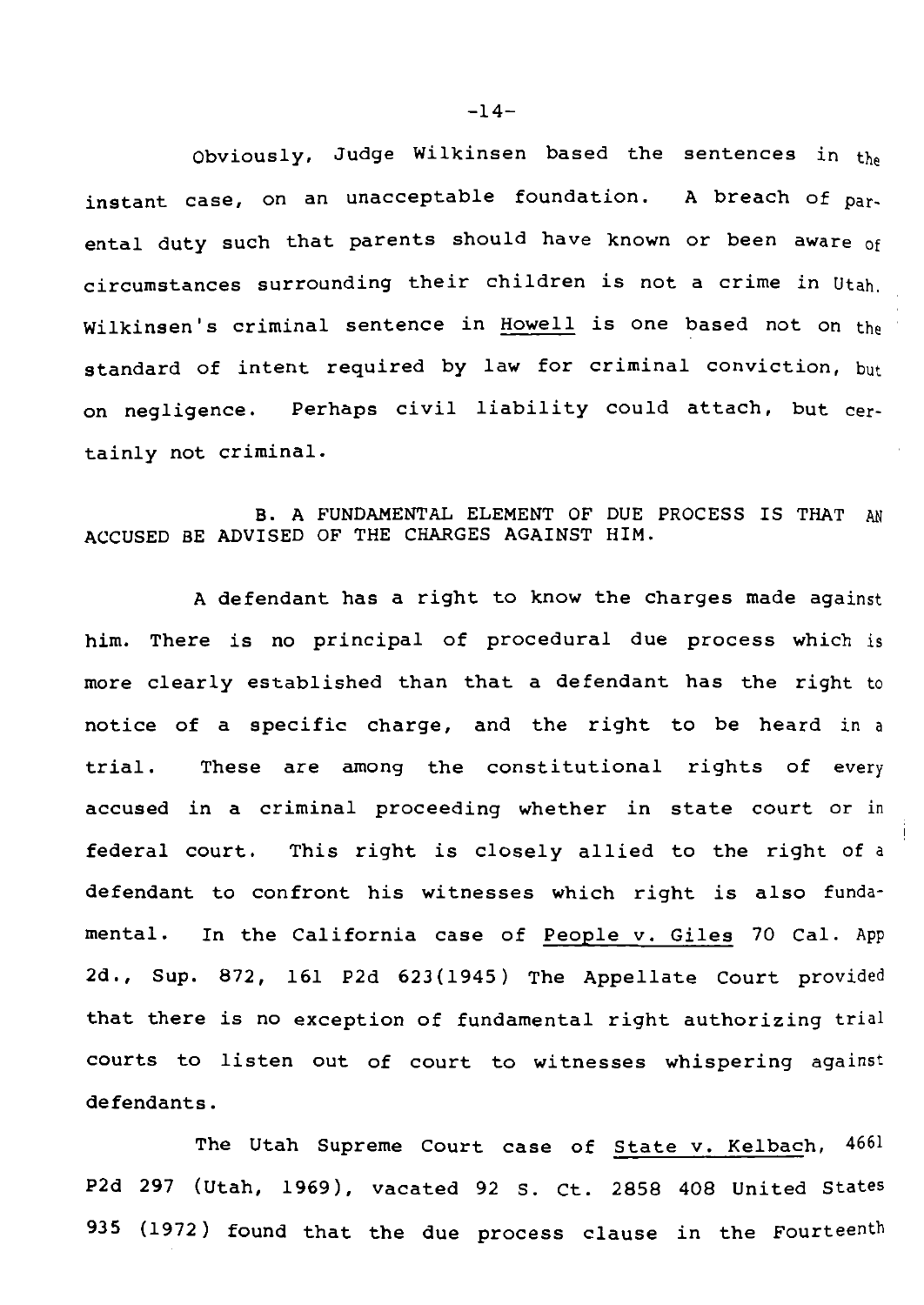Obviously, Judge Wilkinsen based the sentences in the instant case, on an unacceptable foundation. A breach of parental duty such that parents should have known or been aware of circumstances surrounding their children is not a crime in Utah. Wilkinsen's criminal sentence in Howell is one based not on the standard of intent required by law for criminal conviction, but on negligence. Perhaps civil liability could attach, but certainly not criminal.

B. A FUNDAMENTAL ELEMENT OF DUE PROCESS IS THAT AN ACCUSED BE ADVISED OF THE CHARGES AGAINST HIM.

A defendant has a right to know the charges made against him. There is no principal of procedural due process which is more clearly established than that a defendant has the right to notice of a specific charge, and the right to be heard in a trial. These are among the constitutional rights of every accused in a criminal proceeding whether in state court or in federal court. This right is closely allied to the right of a defendant to confront his witnesses which right is also fundamental. In the California case of People v. Giles 70 Cal. App 2d., Sup. 872, 161 P2d 623(1945) The Appellate Court provided that there is no exception of fundamental right authorizing trial courts to listen out of court to witnesses whispering against defendants.

The Utah Supreme Court case of State v. Kelbach, 4661 P2d 297 (Utah, 1969), vacated 92 S. Ct. 2858 408 United States 935 (1972) found that the due process clause in the Fourteenth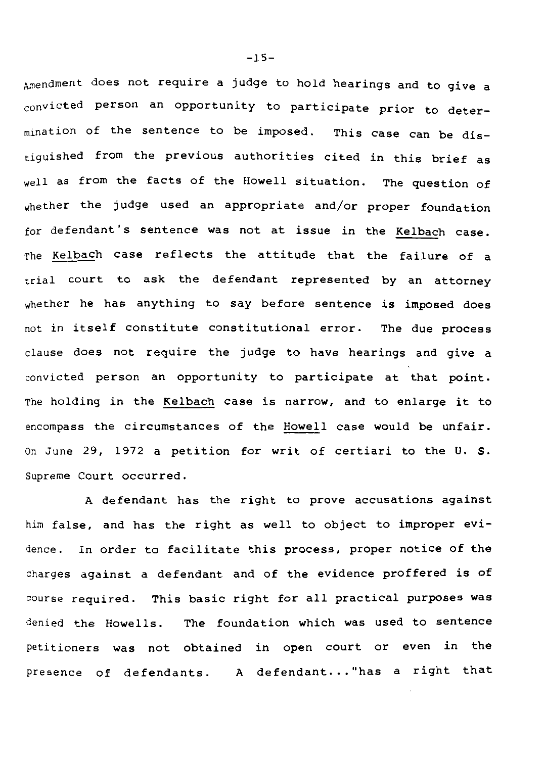Amendment does not require a judge to hold hearings and to give a convicted person an opportunity to participate prior to determination of the sentence to be imposed. This case can be distiguished from the previous authorities cited in this brief as well as from the facts of the Howell situation. The question of whether the judge used an appropriate and/or proper foundation for defendant's sentence was not at issue in the Kelbach case. The Kelbach case reflects the attitude that the failure of a trial court to ask the defendant represented by an attorney whether he has anything to say before sentence is imposed does not in itself constitute constitutional error. The due process clause does not require the judge to have hearings and give a convicted person an opportunity to participate at that point. The holding in the Kelbach case is narrow, and to enlarge it to encompass the circumstances of the Howell case would be unfair. On June 29, 1972 a petition for writ of certiari to the U. S. Supreme Court occurred.

A defendant has the right to prove accusations against him false, and has the right as well to object to improper evidence. In order to facilitate this process, proper notice of the charges against a defendant and of the evidence proffered is of course required. This basic right for all practical purposes was denied the Howells. The foundation which was used to sentence petitioners was not obtained in open court or even in the presence of defendants. A defendant..."has a right that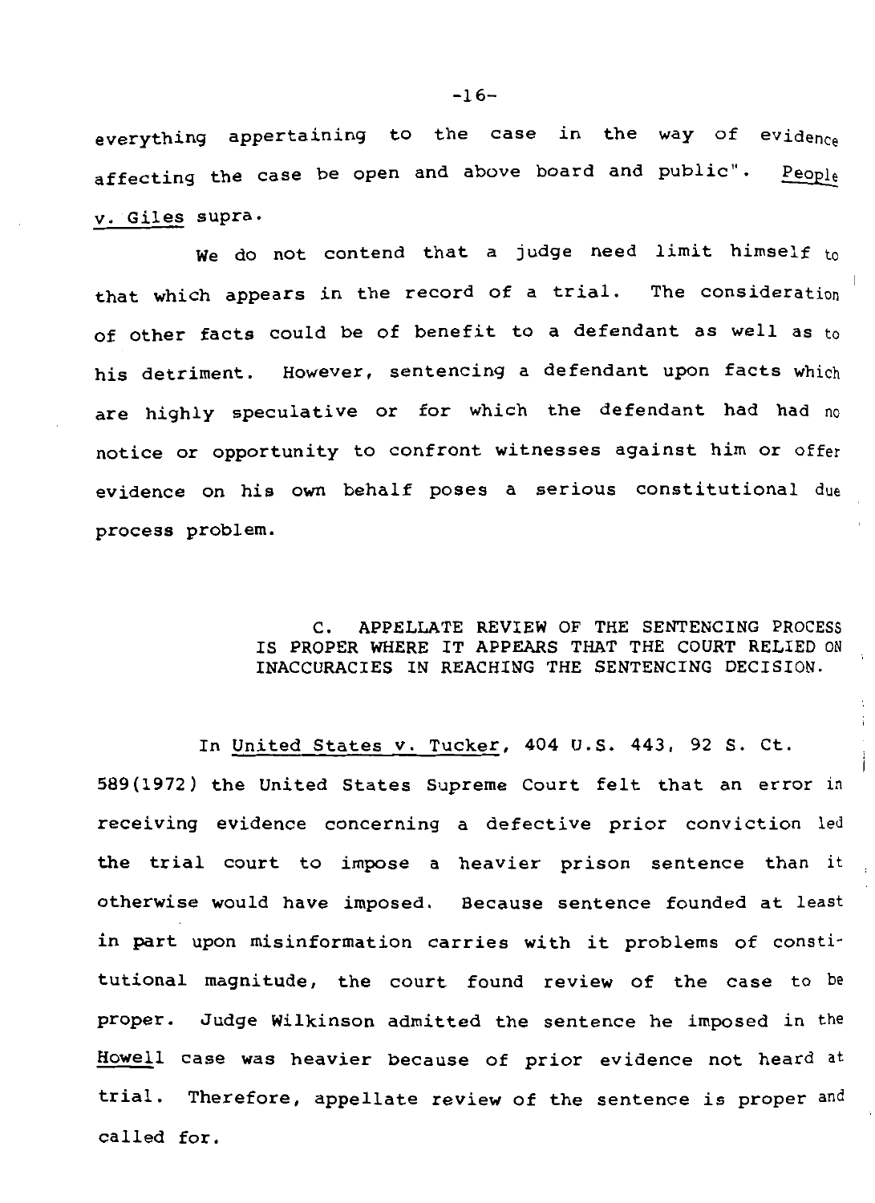everything appertaining to the case in the way of evidence affecting the case be open and above board and public". People v. Giles supra.

We do not contend that a judge need limit himself to that which appears in the record of a trial. The consideration of other facts could be of benefit to a defendant as well as to his detriment. However, sentencing a defendant upon facts which are highly speculative or for which the defendant had had no notice or opportunity to confront witnesses against him or offer evidence on his own behalf poses a serious constitutional due process problem.

### C. APPELLATE REVIEW OF THE SENTENCING PROCESS IS PROPER WHERE IT APPEARS THAT THE COURT RELIED ON INACCURACIES IN REACHING THE SENTENCING DECISION.

In United States v. Tucker, 404 U.S. 443, 92 S. Ct. 589(1972) the United States Supreme Court felt that an error in receiving evidence concerning a defective prior conviction led the trial court to impose a heavier prison sentence than it otherwise would have imposed. Because sentence founded at least in part upon misinformation carries with it problems of constitutional magnitude, the court found review of the case to be proper. Judge Wilkinson admitted the sentence he imposed in the Howell case was heavier because of prior evidence not heard at trial. Therefore, appellate review of the sentence is proper and called for.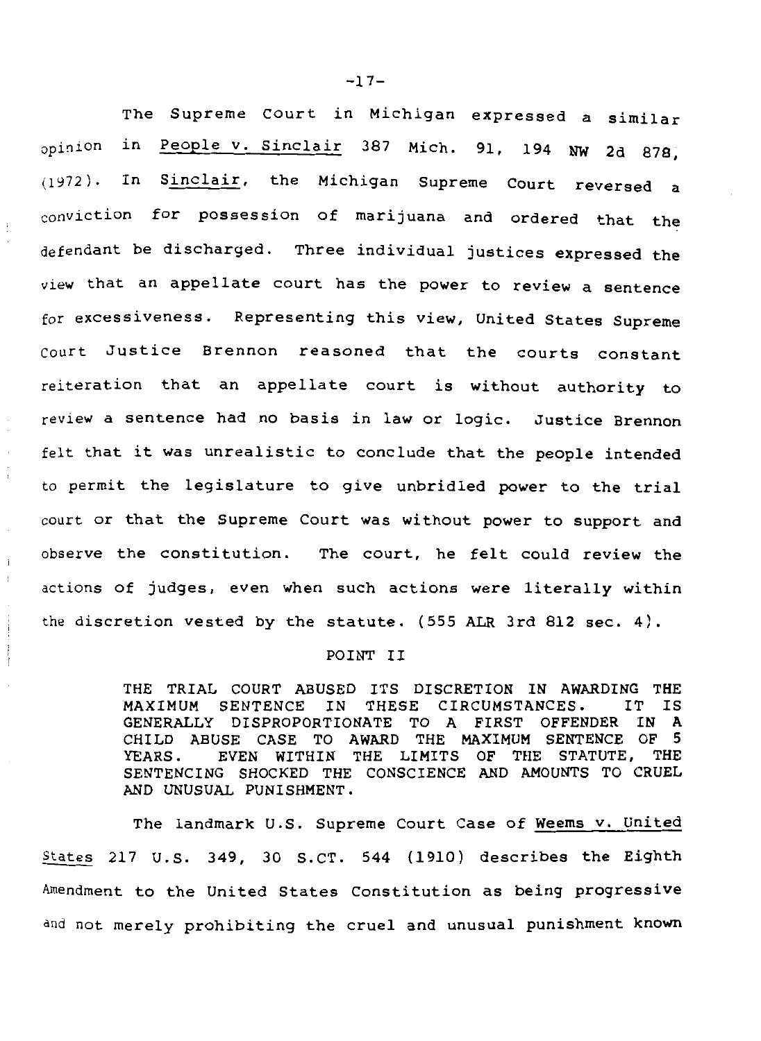The Supreme Court in Michigan expressed a similar opinion in People v. Sinclair 387 Mich. 91, 194 NW 2d 878, (1972). In Sinclair, the Michigan Supreme Court reversed a conviction for possession of marijuana and ordered that the defendant be discharged. Three individual justices expressed the view that an appellate court has the power to review a sentence for excessiveness. Representing this view, United States Supreme Court Justice Brennon reasoned that the courts constant reiteration that an appellate court is without authority to review a sentence had no basis in law or logic. Justice Brennon felt that it was unrealistic to conclude that the people intended to permit the legislature to give unbridled power to the trial court or that the Supreme Court was without power to support and observe the constitution. The court, he felt could review the actions of judges, even when such actions were literally within the discretion vested by the statute. (555 ALR 3rd 812 sec. 4).

## POINT II

THE TRIAL COURT ABUSED ITS DISCRETION IN AWARDING THE MAXIMUM SENTENCE IN THESE CIRCUMSTANCES. IT IS GENERALLY DISPROPORTIONATE TO A FIRST OFFENDER IN A CHILD ABUSE CASE TO AWARD THE MAXIMUM SENTENCE OF 5 YEARS. EVEN WITHIN THE LIMITS OF THE STATUTE, THE SENTENCING SHOCKED THE CONSCIENCE AND AMOUNTS TO CRUEL AND UNUSUAL PUNISHMENT.

The landmark U.S. Supreme Court Case of Weems v. United States 217 U.S. 349, 30 S.CT. 544 (1910) describes the Eighth Amendment to the United States Constitution as being progressive and not merely prohibiting the cruel and unusual punishment known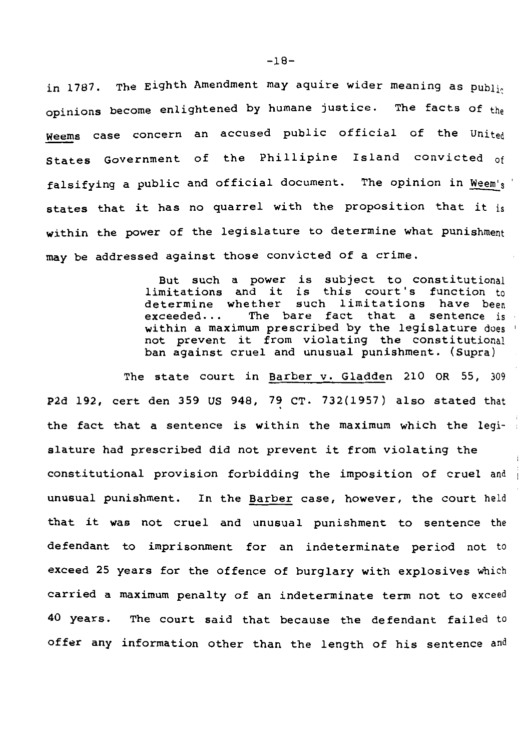in 1787. The Eighth Amendment may aquire wider meaning as public opinions become enlightened by humane justice. The facts of the Weems case concern an accused public official of the United States Government of the Phillipine Island convicted of falsifying a public and official document. The opinion in Weem's states that it has no quarrel with the proposition that it is within the power of the legislature to determine what punishment may be addressed against those convicted of a crime.

> But such a power is subject to constitutional limitations and it is this court's function to determine whether such limitations have been exceeded... The bare fact that a sentence is within a maximum prescribed by the legislature does not prevent it from violating the constitutional ban against cruel and unusual punishment. (Supra)

The state court in Barber v. Gladden 210 OR 55, 309 P2d 192, cert den 359 US 948, 79 CT. 732(1957) also stated that the fact that a sentence is within the maximum which the legislature had prescribed did not prevent it from violating the constitutional provision forbidding the imposition of cruel and unusual punishment. In the Barber case, however, the court held that it was not cruel and unusual punishment to sentence the defendant to imprisonment for an indeterminate period not to exceed 25 years for the offence of burglary with explosives which carried a maximum penalty of an indeterminate term not to exceed 40 years. The court said that because the defendant failed to offer any information other than the length of his sentence and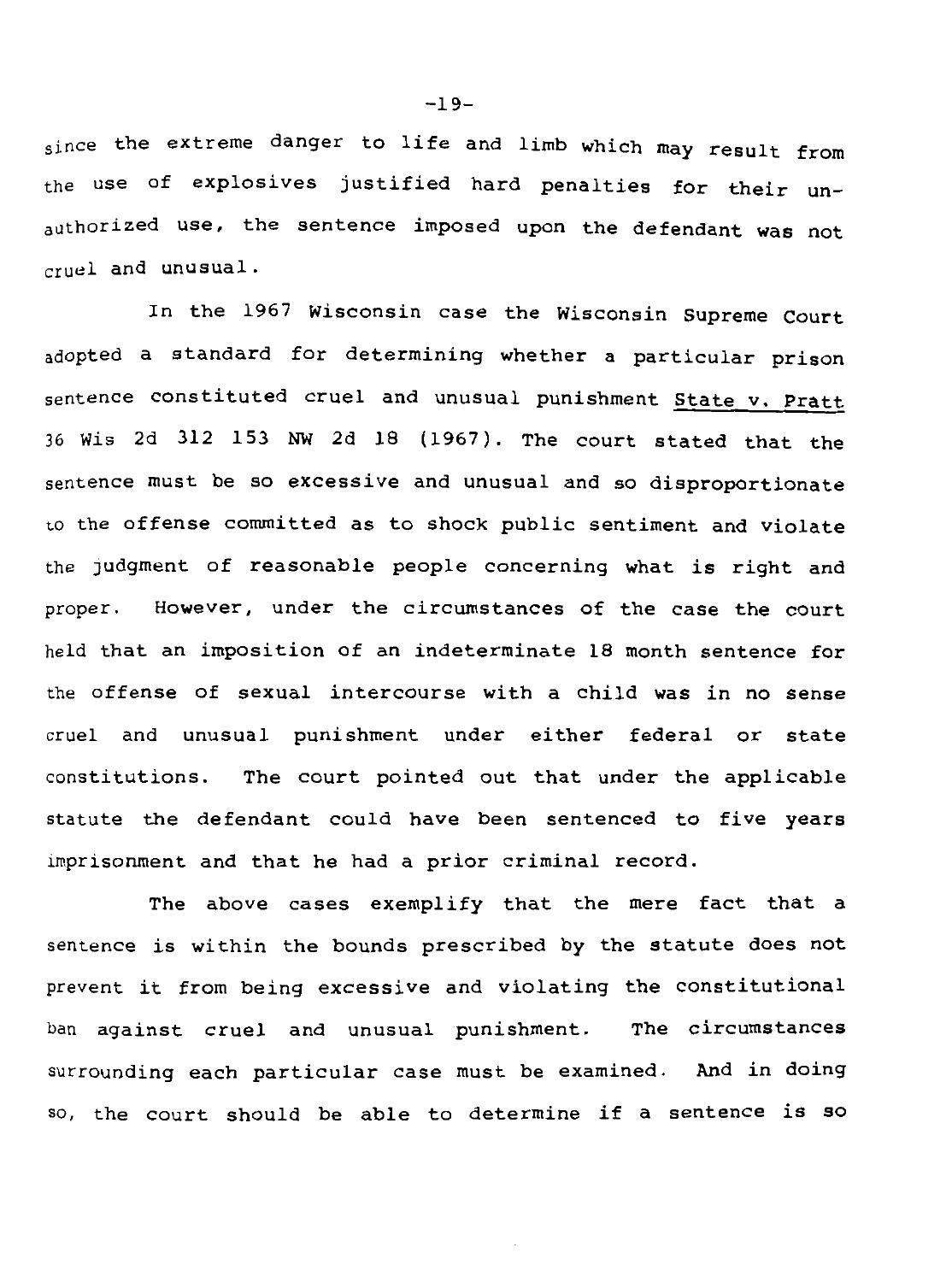since the extreme danger to life and limb which may result from the use of explosives justified hard penalties for their unauthorized use, the sentence imposed upon the defendant was not cruel and unusual.

In the 1967 Wisconsin case the Wisconsin Supreme Court adopted a standard for determining whether a particular prison sentence constituted cruel and unusual punishment <u>State v. Pratt</u> 36 Wis 2d 312 153 NW 2d 18 (1967). The court stated that the sentence must be so excessive and unusual and so disproportionate to the offense committed as to shock public sentiment and violate the judgment of reasonable people concerning what is right and proper. However, under the circumstances of the case the court held that an imposition of an indeterminate 18 month sentence for the offense of sexual intercourse with a child was in no sense cruel and unusual punishment under either federal or state constitutions. The court pointed out that under the applicable statute the defendant could have been sentenced to five years imprisonment and that he had a prior criminal record.

The above cases exemplify that the mere fact that a sentence is within the bounds prescribed by the statute does not prevent it from being excessive and violating the constitutional ban against cruel and unusual punishment. The circumstances surrounding each particular case must be examined. And in doing so, the court should be able to determine if a sentence is so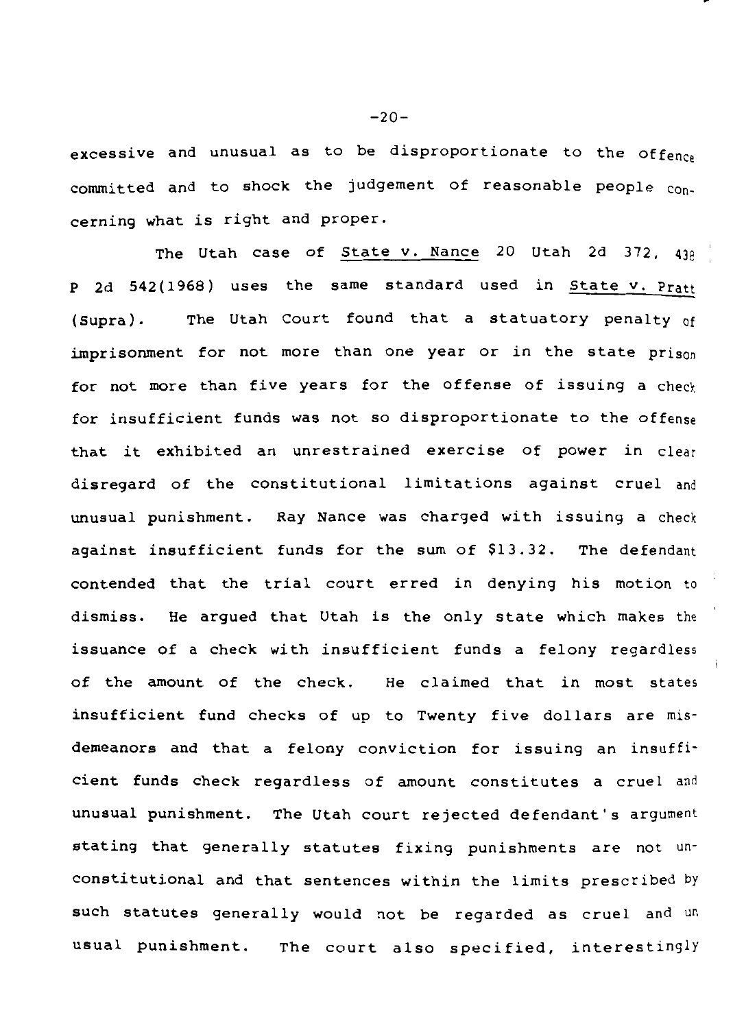excessive and unusual as to be disproportionate to the offence committed and to shock the judgement of reasonable people concerning what is right and proper.

The Utah case of State v. Nance 20 Utah 2d 372, 438 P 2d 542(1968) uses the same standard used in State v. Pratt (Supra). The Utah Court found that a statuatory penalty of imprisonment for not more than one year or in the state prison for not more than five years for the offense of issuing a check for insufficient funds was not so disproportionate to the offense that it exhibited an unrestrained exercise of power in clear disregard of the constitutional limitations against cruel and unusual punishment. Ray Nance was charged with issuing a check against insufficient funds for the sum of $13.32. The defendant contended that the trial court erred in denying his motion to dismiss. He argued that Utah is the only state which makes the issuance of a check with insufficient funds a felony regardless of the amount of the check. He claimed that in most states insufficient fund checks of up to Twenty five dollars are misdemeanors and that a felony conviction for issuing an insufficient funds check regardless of amount constitutes a cruel and unusual punishment. The Utah court rejected defendant's argument stating that generally statutes fixing punishments are not unconstitutional and that sentences within the limits prescribed by such statutes generally would not be regarded as cruel and unusual punishment. The court also specified, interestingly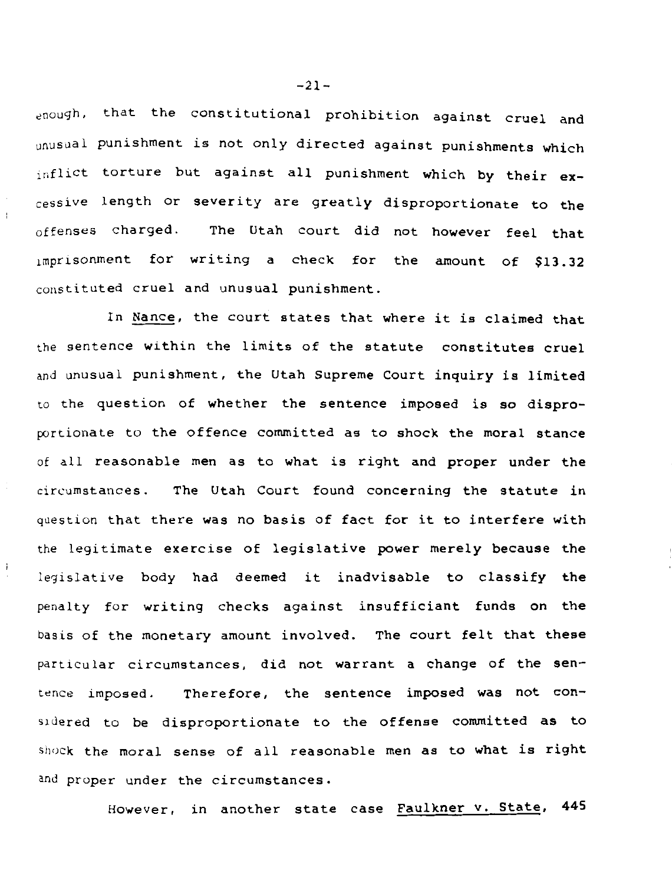enough, that the constitutional prohibition against cruel and unusual punishment is not only directed against punishments which inflict torture but against all punishment which by their excessive length or severity are greatly disproportionate to the offenses charged. The Utah court did not however feel that imprisonment for writing a check for the amount of $13.32 constituted cruel and unusual punishment.

In Nance, the court states that where it is claimed that the sentence within the limits of the statute constitutes cruel and unusual punishment, the Utah Supreme Court inquiry is limited to the question of whether the sentence imposed is so disproportionate to the offence committed as to shock the moral stance of all reasonable men as to what is right and proper under the circumstances. The Utah Court found concerning the statute in question that there was no basis of fact for it to interfere with the legitimate exercise of legislative power merely because the legislative body had deemed it inadvisable to classify the penalty for writing checks against insufficiant funds on the basis of the monetary amount involved. The court felt that these particular circumstances, did not warrant a change of the sentence imposed. Therefore, the sentence imposed was not considered to be disproportionate to the offense committed as to shock the moral sense of all reasonable men as to what is right and proper under the circumstances.

However, in another state case Faulkner v. State, 445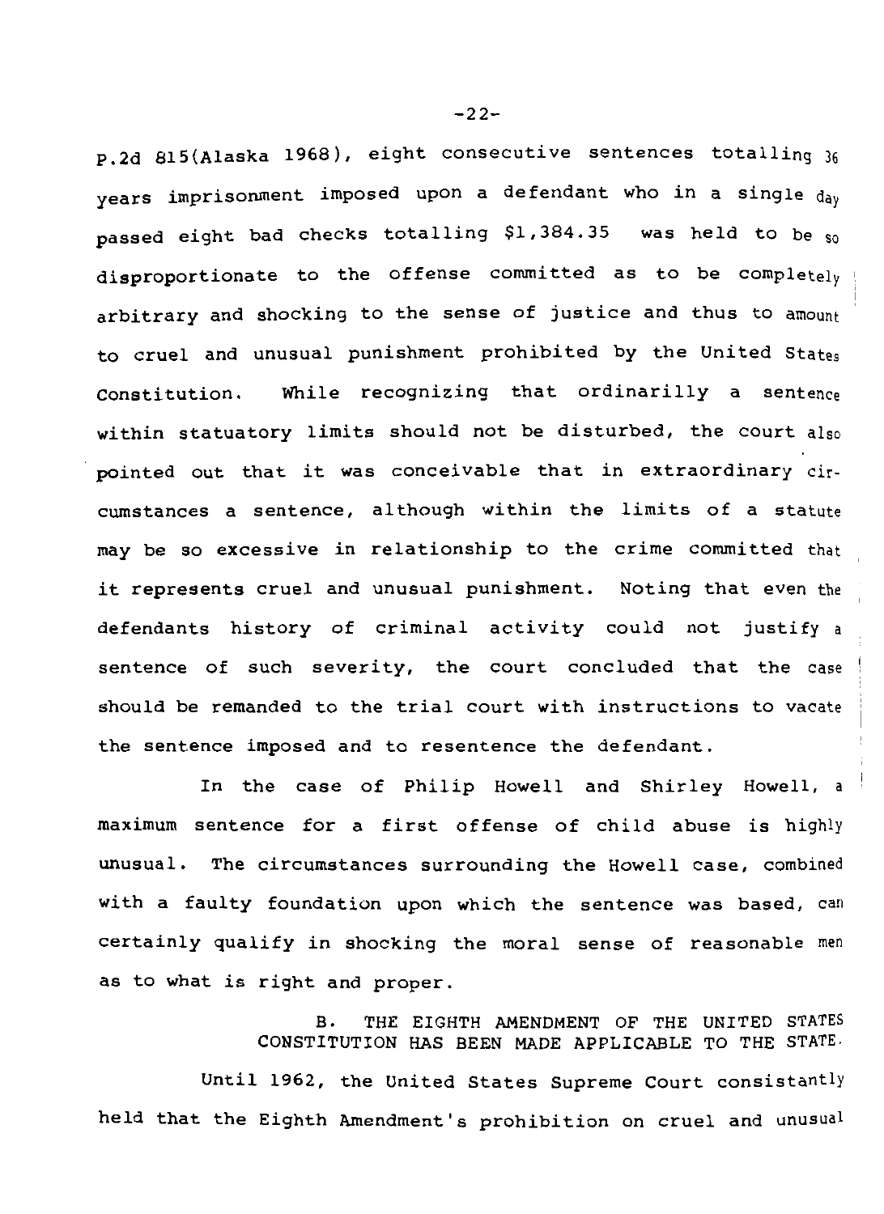P.2d 815(Alaska 1968), eight consecutive sentences totalling 36 years imprisonment imposed upon a defendant who in a single day passed eight bad checks totalling $1,384.35 was held to be so disproportionate to the offense committed as to be completely arbitrary and shocking to the sense of justice and thus to amount to cruel and unusual punishment prohibited by the United States Constitution. While recognizing that ordinarilly a sentence within statuatory limits should not be disturbed, the court also pointed out that it was conceivable that in extraordinary circumstances a sentence, although within the limits of a statute may be so excessive in relationship to the crime commited that it represents cruel and unusual punishment. Noting that even the defendants history of criminal activity could not justify a sentence of such severity, the court concluded that the case should be remanded to the trial court with instructions to vacate the sentence imposed and to resentence the defendant.

In the case of Philip Howell and Shirley Howell, a maximum sentence for a first offense of child abuse is highly unusual. The circumstances surrounding the Howell case, combined with a faulty foundation upon which the sentence was based, can certainly qualify in shocking the moral sense of reasonable men as to what is right and proper.

### B. THE EIGHTH AMENDMENT OF THE UNITED STATES CONSTITUTION HAS BEEN MADE APPLICABLE TO THE STATE.

Until 1962, the United States Supreme Court consistantly held that the Eighth Amendment's prohibition on cruel and unusual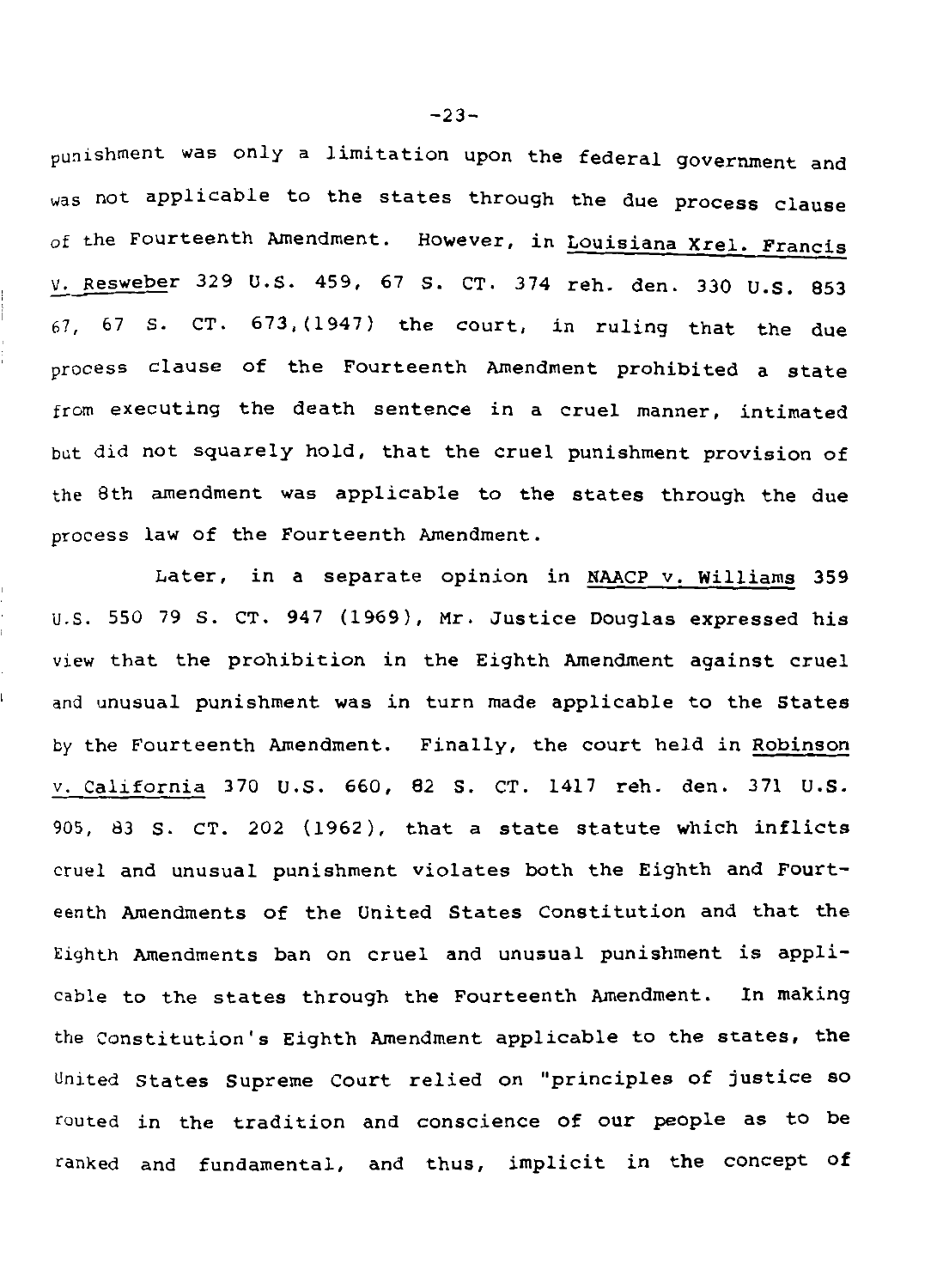punishment was only a limitation upon the federal government and was not applicable to the states through the due process clause of the Fourteenth Amendment. However, in Louisiana Xrel. Francis V. Resweber 329 U.S. 459, 67 S. CT. 374 reh. den. 330 U.S. 853 67, 67 S. CT. 673,(1947) the court, in ruling that the due process clause of the Fourteenth Amendment prohibited a state from executing the death sentence in a cruel manner, intimated but did not squarely hold, that the cruel punishment provision of the 8th amendment was applicable to the states through the due process law of the Fourteenth Amendment.

Later, in a separate opinion in NAACP v. Williams 359 U.S. 550 79 S. CT. 947 (1969), Mr. Justice Douglas expressed his view that the prohibition in the Eighth Amendment against cruel and unusual punishment was in turn made applicable to the States by the Fourteenth Amendment. Finally, the court held in Robinson v. California 370 U.S. 660, 82 S. CT. 1417 reh. den. 371 U.S. 905, 83 S. CT. 202 (1962), that a state statute which inflicts cruel and unusual punishment violates both the Eighth and Fourteenth Amendments of the United States Constitution and that the Eighth Amendments ban on cruel and unusual punishment is applicable to the states through the Fourteenth Amendment. In making the Constitution's Eighth Amendment applicable to the states, the United States Supreme Court relied on "principles of justice so routed in the tradition and conscience of our people as to be ranked and fundamental, and thus, implicit in the concept of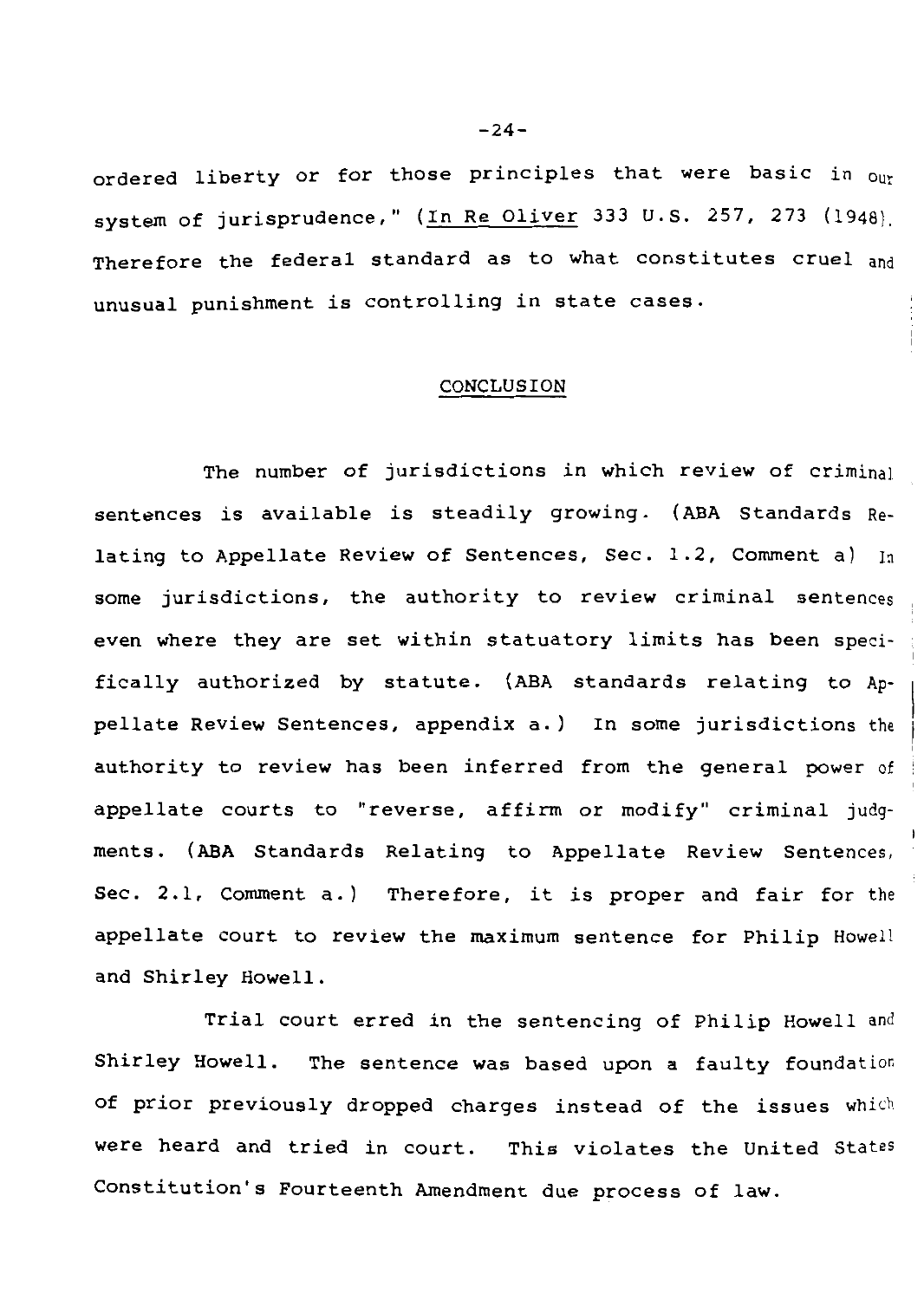ordered liberty or for those principles that were basic in our system of jurisprudence," (In Re Oliver 333 U.S. 257, 273 (1948). Therefore the federal standard as to what constitutes cruel and unusual punishment is controlling in state cases.

## CONCLUSION

The number of jurisdictions in which review of criminal sentences is available is steadily growing. (ABA Standards Relating to Appellate Review of Sentences, Sec. 1.2, Comment a) In some jurisdictions, the authority to review criminal sentences even where they are set within statuatory limits has been specifically authorized by statute. (ABA standards relating to Appellate Review Sentences, appendix a.) In some jurisdictions the authority to review has been inferred from the general power of appellate courts to "reverse, affirm or modify" criminal judgments. (ABA Standards Relating to Appellate Review Sentences, Sec. 2.1, Comment a.) Therefore, it is proper and fair for the appellate court to review the maximum sentence for Philip Howell and Shirley Howell.

Trial court erred in the sentencing of Philip Howell and Shirley Howell. The sentence was based upon a faulty foundation of prior previously dropped charges instead of the issues which were heard and tried in court. This violates the United States Constitution's Fourteenth Amendment due process of law.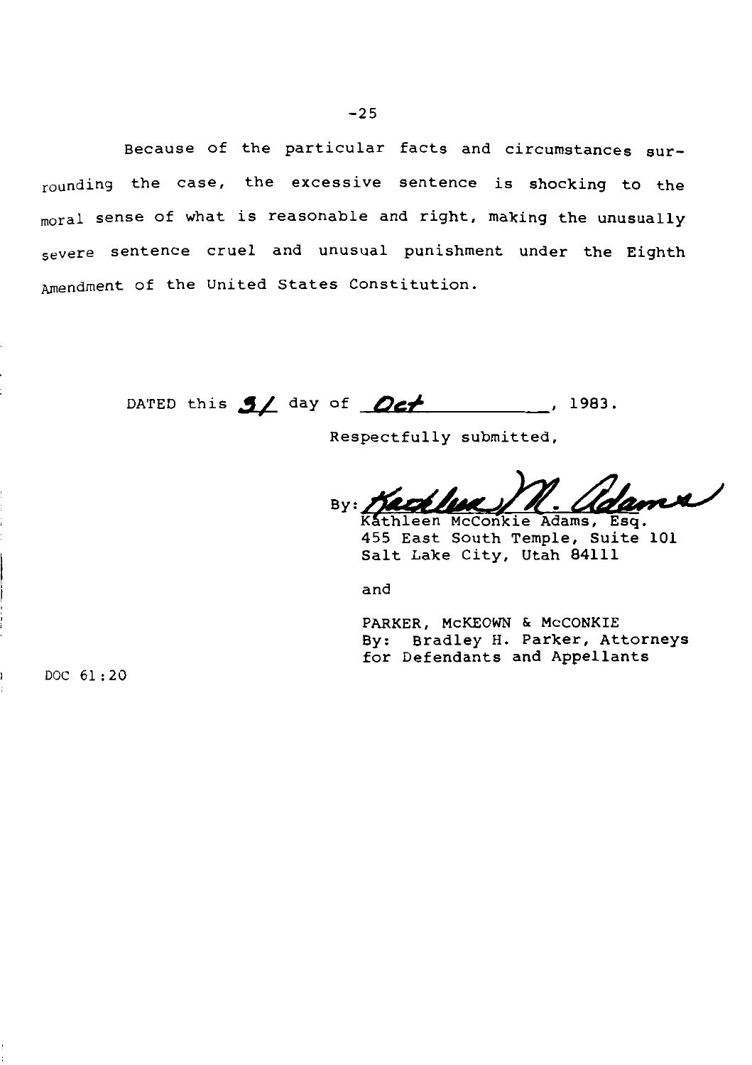Because of the particular facts and circumstances surrounding the case, the excessive sentence is shocking to the moral sense of what is reasonable and right, making the unusually severe sentence cruel and unusual punishment under the Eighth Amendment of the United States Constitution.

DATED this 31 day of Oct, 1983.

Respectfully submitted,

By: Kathleen M. Adams

Kathleen McConkie Adams, Esq.
455 East South Temple, Suite 101
Salt Lake City, Utah 84111

and

PARKER, McKEOWN & McCONKIE
By: Bradley H. Parker, Attorneys for Defendants and Appellants

DOC 61:20